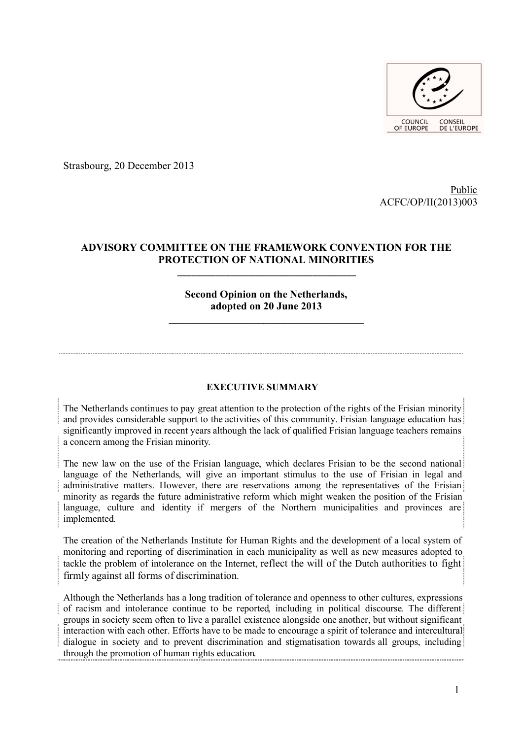COUNCIL OF EUROPE CONSEIL DE L'EUROPE

Strasbourg, 20 December 2013

Public
ACFC/OP/II(2013)003

# ADVISORY COMMITTEE ON THE FRAMEWORK CONVENTION FOR THE PROTECTION OF NATIONAL MINORITIES

## Second Opinion on the Netherlands, adopted on 20 June 2013

### EXECUTIVE SUMMARY

The Netherlands continues to pay great attention to the protection of the rights of the Frisian minority and provides considerable support to the activities of this community. Frisian language education has significantly improved in recent years although the lack of qualified Frisian language teachers remains a concern among the Frisian minority.

The new law on the use of the Frisian language, which declares Frisian to be the second national language of the Netherlands, will give an important stimulus to the use of Frisian in legal and administrative matters. However, there are reservations among the representatives of the Frisian minority as regards the future administrative reform which might weaken the position of the Frisian language, culture and identity if mergers of the Northern municipalities and provinces are implemented.

The creation of the Netherlands Institute for Human Rights and the development of a local system of monitoring and reporting of discrimination in each municipality as well as new measures adopted to tackle the problem of intolerance on the Internet, reflect the will of the Dutch authorities to fight firmly against all forms of discrimination.

Although the Netherlands has a long tradition of tolerance and openness to other cultures, expressions of racism and intolerance continue to be reported, including in political discourse. The different groups in society seem often to live a parallel existence alongside one another, but without significant interaction with each other. Efforts have to be made to encourage a spirit of tolerance and intercultural dialogue in society and to prevent discrimination and stigmatisation towards all groups, including through the promotion of human rights education.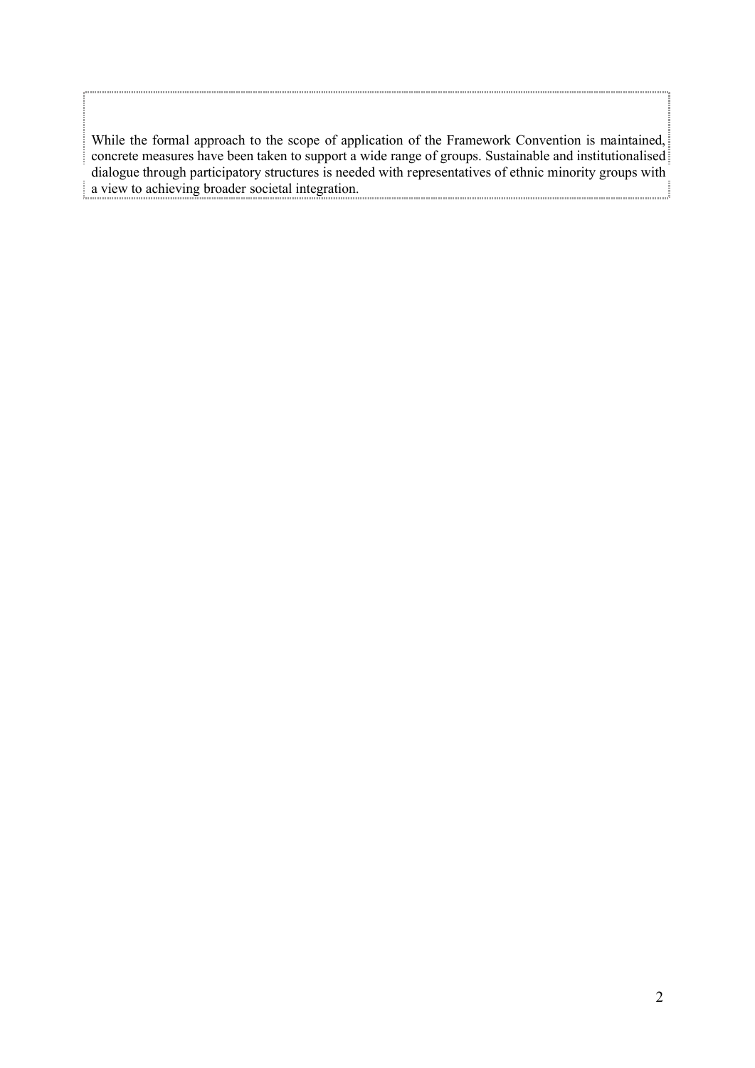While the formal approach to the scope of application of the Framework Convention is maintained, concrete measures have been taken to support a wide range of groups. Sustainable and institutionalised dialogue through participatory structures is needed with representatives of ethnic minority groups with a view to achieving broader societal integration.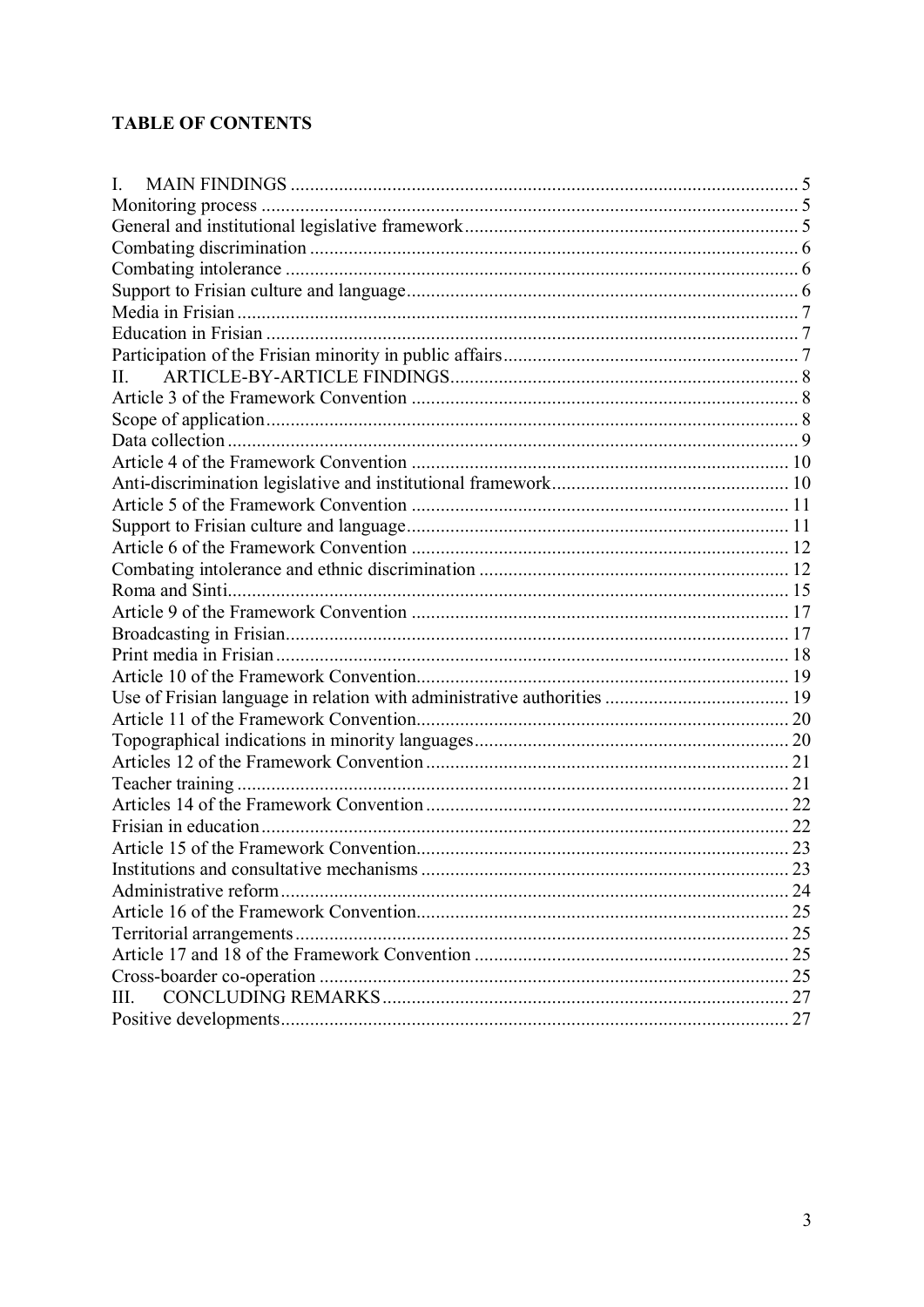**TABLE OF CONTENTS**

I. MAIN FINDINGS ........................................................ 5
Monitoring process ........................................................ 5
General and institutional legislative framework ........................................................ 5
Combating discrimination ........................................................ 6
Combating intolerance ........................................................ 6
Support to Frisian culture and language ........................................................ 6
Media in Frisian ........................................................ 7
Education in Frisian ........................................................ 7
Participation of the Frisian minority in public affairs ........................................................ 7
II. ARTICLE-BY-ARTICLE FINDINGS ........................................................ 8
Article 3 of the Framework Convention ........................................................ 8
Scope of application ........................................................ 8
Data collection ........................................................ 9
Article 4 of the Framework Convention ........................................................ 10
Anti-discrimination legislative and institutional framework ........................................................ 10
Article 5 of the Framework Convention ........................................................ 11
Support to Frisian culture and language ........................................................ 11
Article 6 of the Framework Convention ........................................................ 12
Combating intolerance and ethnic discrimination ........................................................ 12
Roma and Sinti ........................................................ 15
Article 9 of the Framework Convention ........................................................ 17
Broadcasting in Frisian ........................................................ 17
Print media in Frisian ........................................................ 18
Article 10 of the Framework Convention ........................................................ 19
Use of Frisian language in relation with administrative authorities ........................................................ 19
Article 11 of the Framework Convention ........................................................ 20
Topographical indications in minority languages ........................................................ 20
Articles 12 of the Framework Convention ........................................................ 21
Teacher training ........................................................ 21
Articles 14 of the Framework Convention ........................................................ 22
Frisian in education ........................................................ 22
Article 15 of the Framework Convention ........................................................ 23
Institutions and consultative mechanisms ........................................................ 23
Administrative reform ........................................................ 24
Article 16 of the Framework Convention ........................................................ 25
Territorial arrangements ........................................................ 25
Article 17 and 18 of the Framework Convention ........................................................ 25
Cross-boarder co-operation ........................................................ 25
III. CONCLUDING REMARKS ........................................................ 27
Positive developments ........................................................ 27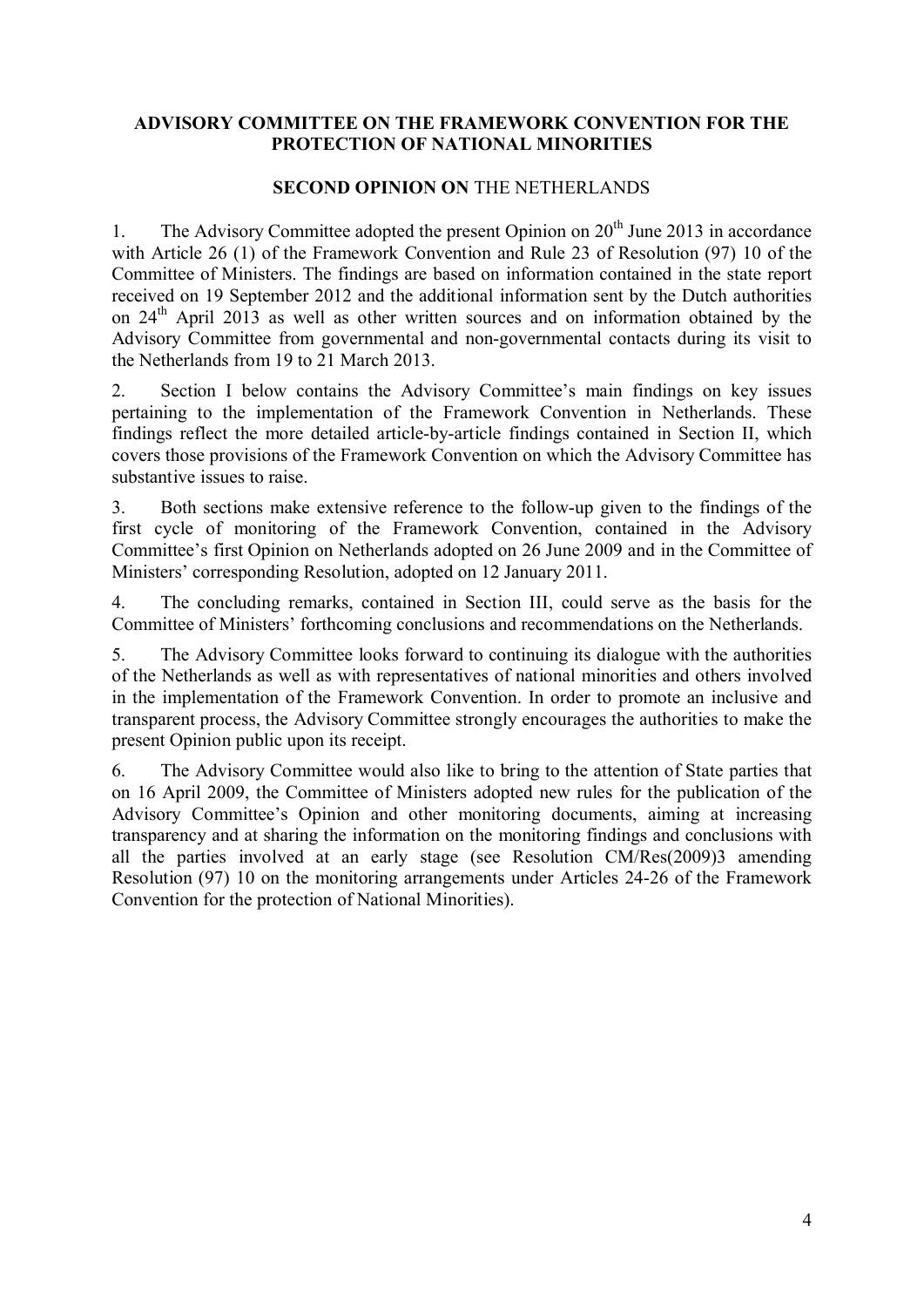**ADVISORY COMMITTEE ON THE FRAMEWORK CONVENTION FOR THE PROTECTION OF NATIONAL MINORITIES**

**SECOND OPINION ON** THE NETHERLANDS

1. The Advisory Committee adopted the present Opinion on 20th June 2013 in accordance with Article 26 (1) of the Framework Convention and Rule 23 of Resolution (97) 10 of the Committee of Ministers. The findings are based on information contained in the state report received on 19 September 2012 and the additional information sent by the Dutch authorities on 24th April 2013 as well as other written sources and on information obtained by the Advisory Committee from governmental and non-governmental contacts during its visit to the Netherlands from 19 to 21 March 2013.

2. Section I below contains the Advisory Committee's main findings on key issues pertaining to the implementation of the Framework Convention in Netherlands. These findings reflect the more detailed article-by-article findings contained in Section II, which covers those provisions of the Framework Convention on which the Advisory Committee has substantive issues to raise.

3. Both sections make extensive reference to the follow-up given to the findings of the first cycle of monitoring of the Framework Convention, contained in the Advisory Committee's first Opinion on Netherlands adopted on 26 June 2009 and in the Committee of Ministers' corresponding Resolution, adopted on 12 January 2011.

4. The concluding remarks, contained in Section III, could serve as the basis for the Committee of Ministers' forthcoming conclusions and recommendations on the Netherlands.

5. The Advisory Committee looks forward to continuing its dialogue with the authorities of the Netherlands as well as with representatives of national minorities and others involved in the implementation of the Framework Convention. In order to promote an inclusive and transparent process, the Advisory Committee strongly encourages the authorities to make the present Opinion public upon its receipt.

6. The Advisory Committee would also like to bring to the attention of State parties that on 16 April 2009, the Committee of Ministers adopted new rules for the publication of the Advisory Committee's Opinion and other monitoring documents, aiming at increasing transparency and at sharing the information on the monitoring findings and conclusions with all the parties involved at an early stage (see Resolution CM/Res(2009)3 amending Resolution (97) 10 on the monitoring arrangements under Articles 24-26 of the Framework Convention for the protection of National Minorities).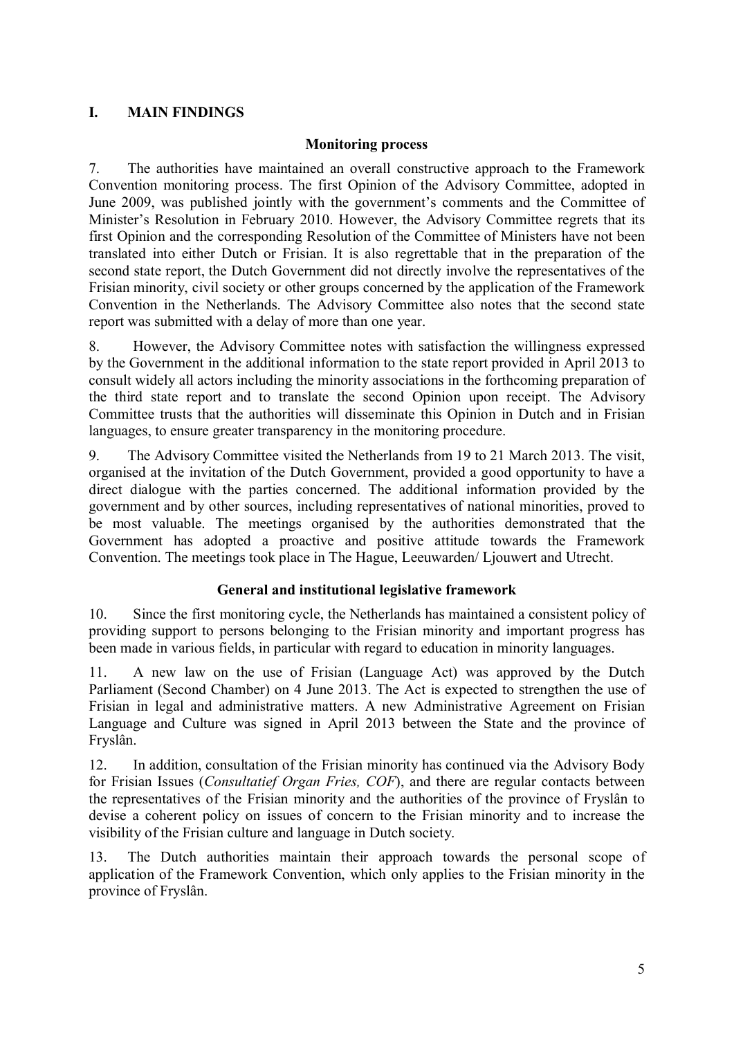# I. MAIN FINDINGS

### Monitoring process

7. The authorities have maintained an overall constructive approach to the Framework Convention monitoring process. The first Opinion of the Advisory Committee, adopted in June 2009, was published jointly with the government's comments and the Committee of Minister's Resolution in February 2010. However, the Advisory Committee regrets that its first Opinion and the corresponding Resolution of the Committee of Ministers have not been translated into either Dutch or Frisian. It is also regrettable that in the preparation of the second state report, the Dutch Government did not directly involve the representatives of the Frisian minority, civil society or other groups concerned by the application of the Framework Convention in the Netherlands. The Advisory Committee also notes that the second state report was submitted with a delay of more than one year.

8. However, the Advisory Committee notes with satisfaction the willingness expressed by the Government in the additional information to the state report provided in April 2013 to consult widely all actors including the minority associations in the forthcoming preparation of the third state report and to translate the second Opinion upon receipt. The Advisory Committee trusts that the authorities will disseminate this Opinion in Dutch and in Frisian languages, to ensure greater transparency in the monitoring procedure.

9. The Advisory Committee visited the Netherlands from 19 to 21 March 2013. The visit, organised at the invitation of the Dutch Government, provided a good opportunity to have a direct dialogue with the parties concerned. The additional information provided by the government and by other sources, including representatives of national minorities, proved to be most valuable. The meetings organised by the authorities demonstrated that the Government has adopted a proactive and positive attitude towards the Framework Convention. The meetings took place in The Hague, Leeuwarden/ Ljouwert and Utrecht.

### General and institutional legislative framework

10. Since the first monitoring cycle, the Netherlands has maintained a consistent policy of providing support to persons belonging to the Frisian minority and important progress has been made in various fields, in particular with regard to education in minority languages.

11. A new law on the use of Frisian (Language Act) was approved by the Dutch Parliament (Second Chamber) on 4 June 2013. The Act is expected to strengthen the use of Frisian in legal and administrative matters. A new Administrative Agreement on Frisian Language and Culture was signed in April 2013 between the State and the province of Fryslân.

12. In addition, consultation of the Frisian minority has continued via the Advisory Body for Frisian Issues (*Consultatief Organ Fries, COF*), and there are regular contacts between the representatives of the Frisian minority and the authorities of the province of Fryslân to devise a coherent policy on issues of concern to the Frisian minority and to increase the visibility of the Frisian culture and language in Dutch society.

13. The Dutch authorities maintain their approach towards the personal scope of application of the Framework Convention, which only applies to the Frisian minority in the province of Fryslân.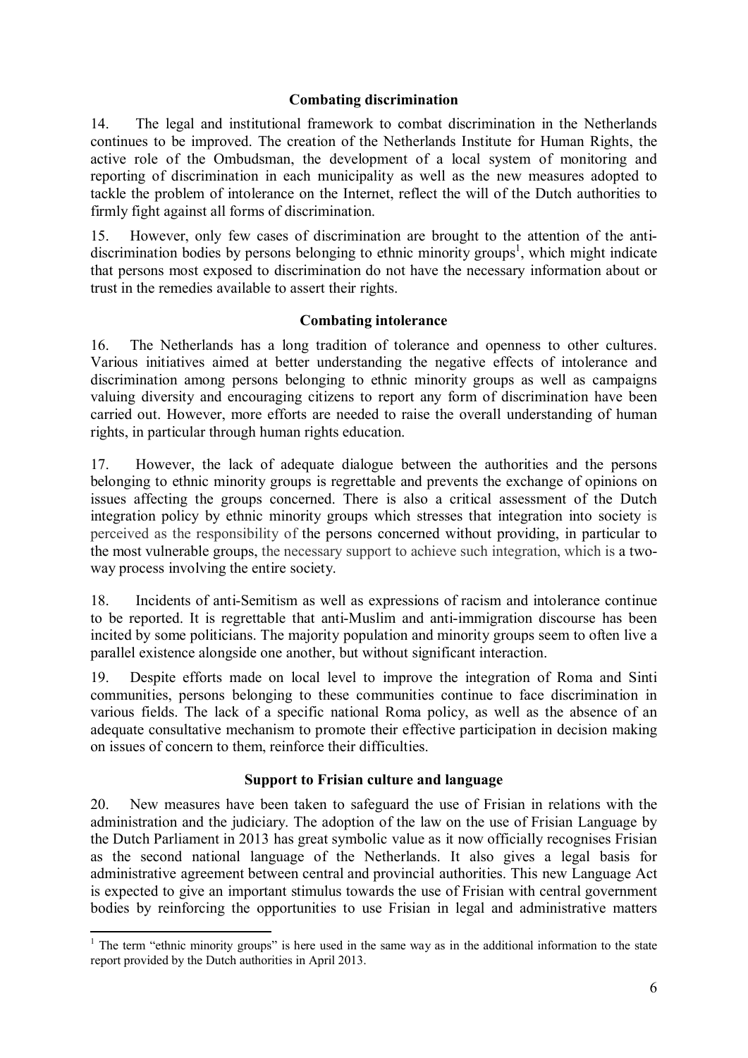### Combating discrimination

14. The legal and institutional framework to combat discrimination in the Netherlands continues to be improved. The creation of the Netherlands Institute for Human Rights, the active role of the Ombudsman, the development of a local system of monitoring and reporting of discrimination in each municipality as well as the new measures adopted to tackle the problem of intolerance on the Internet, reflect the will of the Dutch authorities to firmly fight against all forms of discrimination.

15. However, only few cases of discrimination are brought to the attention of the anti-discrimination bodies by persons belonging to ethnic minority groups[1], which might indicate that persons most exposed to discrimination do not have the necessary information about or trust in the remedies available to assert their rights.

### Combating intolerance

16. The Netherlands has a long tradition of tolerance and openness to other cultures. Various initiatives aimed at better understanding the negative effects of intolerance and discrimination among persons belonging to ethnic minority groups as well as campaigns valuing diversity and encouraging citizens to report any form of discrimination have been carried out. However, more efforts are needed to raise the overall understanding of human rights, in particular through human rights education.

17. However, the lack of adequate dialogue between the authorities and the persons belonging to ethnic minority groups is regrettable and prevents the exchange of opinions on issues affecting the groups concerned. There is also a critical assessment of the Dutch integration policy by ethnic minority groups which stresses that integration into society is perceived as the responsibility of the persons concerned without providing, in particular to the most vulnerable groups, the necessary support to achieve such integration, which is a two-way process involving the entire society.

18. Incidents of anti-Semitism as well as expressions of racism and intolerance continue to be reported. It is regrettable that anti-Muslim and anti-immigration discourse has been incited by some politicians. The majority population and minority groups seem to often live a parallel existence alongside one another, but without significant interaction.

19. Despite efforts made on local level to improve the integration of Roma and Sinti communities, persons belonging to these communities continue to face discrimination in various fields. The lack of a specific national Roma policy, as well as the absence of an adequate consultative mechanism to promote their effective participation in decision making on issues of concern to them, reinforce their difficulties.

### Support to Frisian culture and language

20. New measures have been taken to safeguard the use of Frisian in relations with the administration and the judiciary. The adoption of the law on the use of Frisian Language by the Dutch Parliament in 2013 has great symbolic value as it now officially recognises Frisian as the second national language of the Netherlands. It also gives a legal basis for administrative agreement between central and provincial authorities. This new Language Act is expected to give an important stimulus towards the use of Frisian with central government bodies by reinforcing the opportunities to use Frisian in legal and administrative matters

[1] The term "ethnic minority groups" is here used in the same way as in the additional information to the state report provided by the Dutch authorities in April 2013.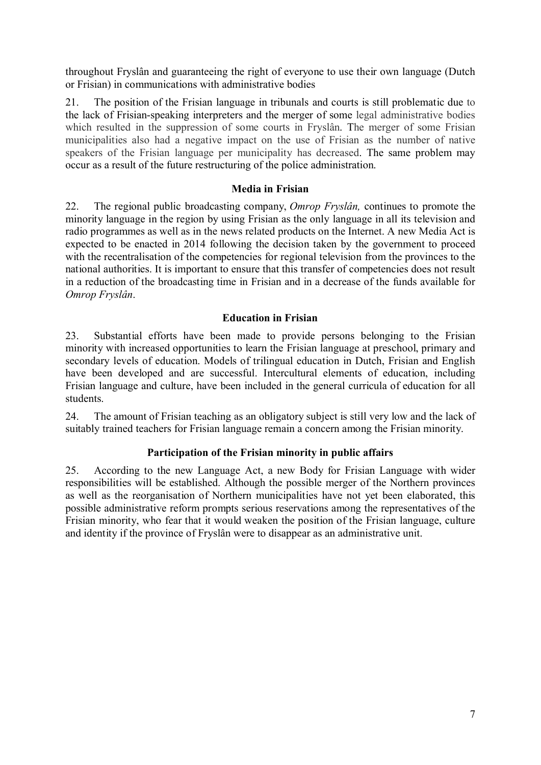throughout Fryslân and guaranteeing the right of everyone to use their own language (Dutch or Frisian) in communications with administrative bodies

21. The position of the Frisian language in tribunals and courts is still problematic due to the lack of Frisian-speaking interpreters and the merger of some legal administrative bodies which resulted in the suppression of some courts in Fryslân. The merger of some Frisian municipalities also had a negative impact on the use of Frisian as the number of native speakers of the Frisian language per municipality has decreased. The same problem may occur as a result of the future restructuring of the police administration.

### Media in Frisian

22. The regional public broadcasting company, *Omrop Fryslân,* continues to promote the minority language in the region by using Frisian as the only language in all its television and radio programmes as well as in the news related products on the Internet. A new Media Act is expected to be enacted in 2014 following the decision taken by the government to proceed with the recentralisation of the competencies for regional television from the provinces to the national authorities. It is important to ensure that this transfer of competencies does not result in a reduction of the broadcasting time in Frisian and in a decrease of the funds available for *Omrop Fryslân*.

### Education in Frisian

23. Substantial efforts have been made to provide persons belonging to the Frisian minority with increased opportunities to learn the Frisian language at preschool, primary and secondary levels of education. Models of trilingual education in Dutch, Frisian and English have been developed and are successful. Intercultural elements of education, including Frisian language and culture, have been included in the general curricula of education for all students.

24. The amount of Frisian teaching as an obligatory subject is still very low and the lack of suitably trained teachers for Frisian language remain a concern among the Frisian minority.

### Participation of the Frisian minority in public affairs

25. According to the new Language Act, a new Body for Frisian Language with wider responsibilities will be established. Although the possible merger of the Northern provinces as well as the reorganisation of Northern municipalities have not yet been elaborated, this possible administrative reform prompts serious reservations among the representatives of the Frisian minority, who fear that it would weaken the position of the Frisian language, culture and identity if the province of Fryslân were to disappear as an administrative unit.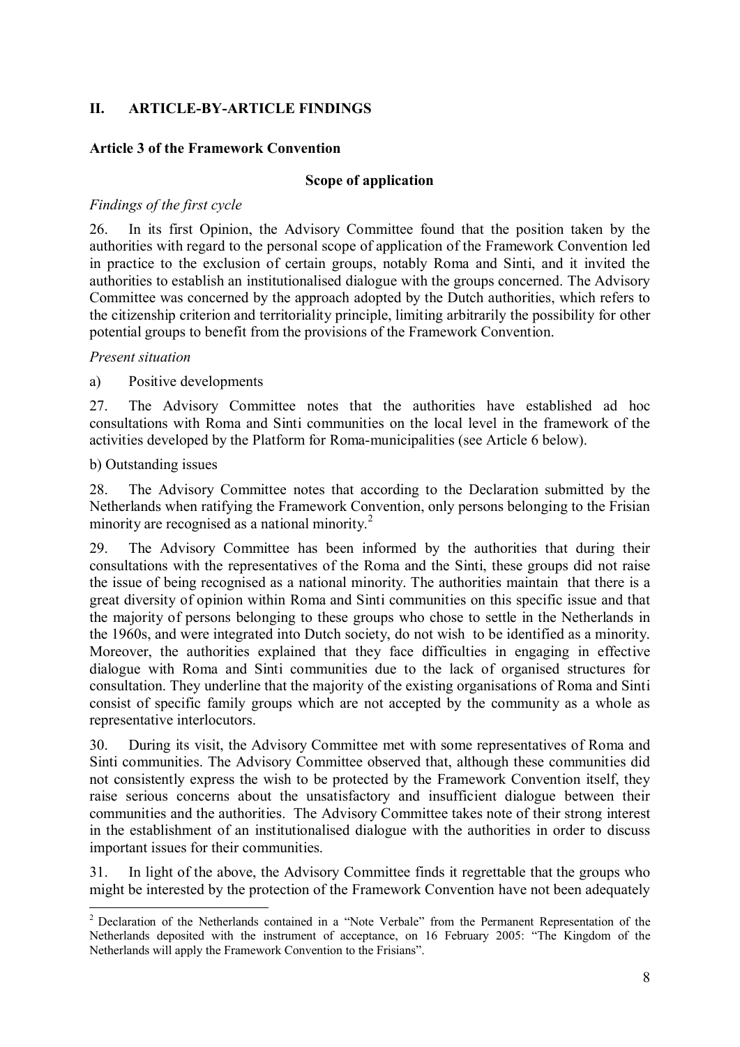## II. ARTICLE-BY-ARTICLE FINDINGS

### Article 3 of the Framework Convention

**Scope of application**

*Findings of the first cycle*

26. In its first Opinion, the Advisory Committee found that the position taken by the authorities with regard to the personal scope of application of the Framework Convention led in practice to the exclusion of certain groups, notably Roma and Sinti, and it invited the authorities to establish an institutionalised dialogue with the groups concerned. The Advisory Committee was concerned by the approach adopted by the Dutch authorities, which refers to the citizenship criterion and territoriality principle, limiting arbitrarily the possibility for other potential groups to benefit from the provisions of the Framework Convention.

*Present situation*

a) Positive developments

27. The Advisory Committee notes that the authorities have established ad hoc consultations with Roma and Sinti communities on the local level in the framework of the activities developed by the Platform for Roma-municipalities (see Article 6 below).

b) Outstanding issues

28. The Advisory Committee notes that according to the Declaration submitted by the Netherlands when ratifying the Framework Convention, only persons belonging to the Frisian minority are recognised as a national minority.[2]

29. The Advisory Committee has been informed by the authorities that during their consultations with the representatives of the Roma and the Sinti, these groups did not raise the issue of being recognised as a national minority. The authorities maintain that there is a great diversity of opinion within Roma and Sinti communities on this specific issue and that the majority of persons belonging to these groups who chose to settle in the Netherlands in the 1960s, and were integrated into Dutch society, do not wish to be identified as a minority. Moreover, the authorities explained that they face difficulties in engaging in effective dialogue with Roma and Sinti communities due to the lack of organised structures for consultation. They underline that the majority of the existing organisations of Roma and Sinti consist of specific family groups which are not accepted by the community as a whole as representative interlocutors.

30. During its visit, the Advisory Committee met with some representatives of Roma and Sinti communities. The Advisory Committee observed that, although these communities did not consistently express the wish to be protected by the Framework Convention itself, they raise serious concerns about the unsatisfactory and insufficient dialogue between their communities and the authorities. The Advisory Committee takes note of their strong interest in the establishment of an institutionalised dialogue with the authorities in order to discuss important issues for their communities.

31. In light of the above, the Advisory Committee finds it regrettable that the groups who might be interested by the protection of the Framework Convention have not been adequately

---

[2] Declaration of the Netherlands contained in a "Note Verbale" from the Permanent Representation of the Netherlands deposited with the instrument of acceptance, on 16 February 2005: "The Kingdom of the Netherlands will apply the Framework Convention to the Frisians".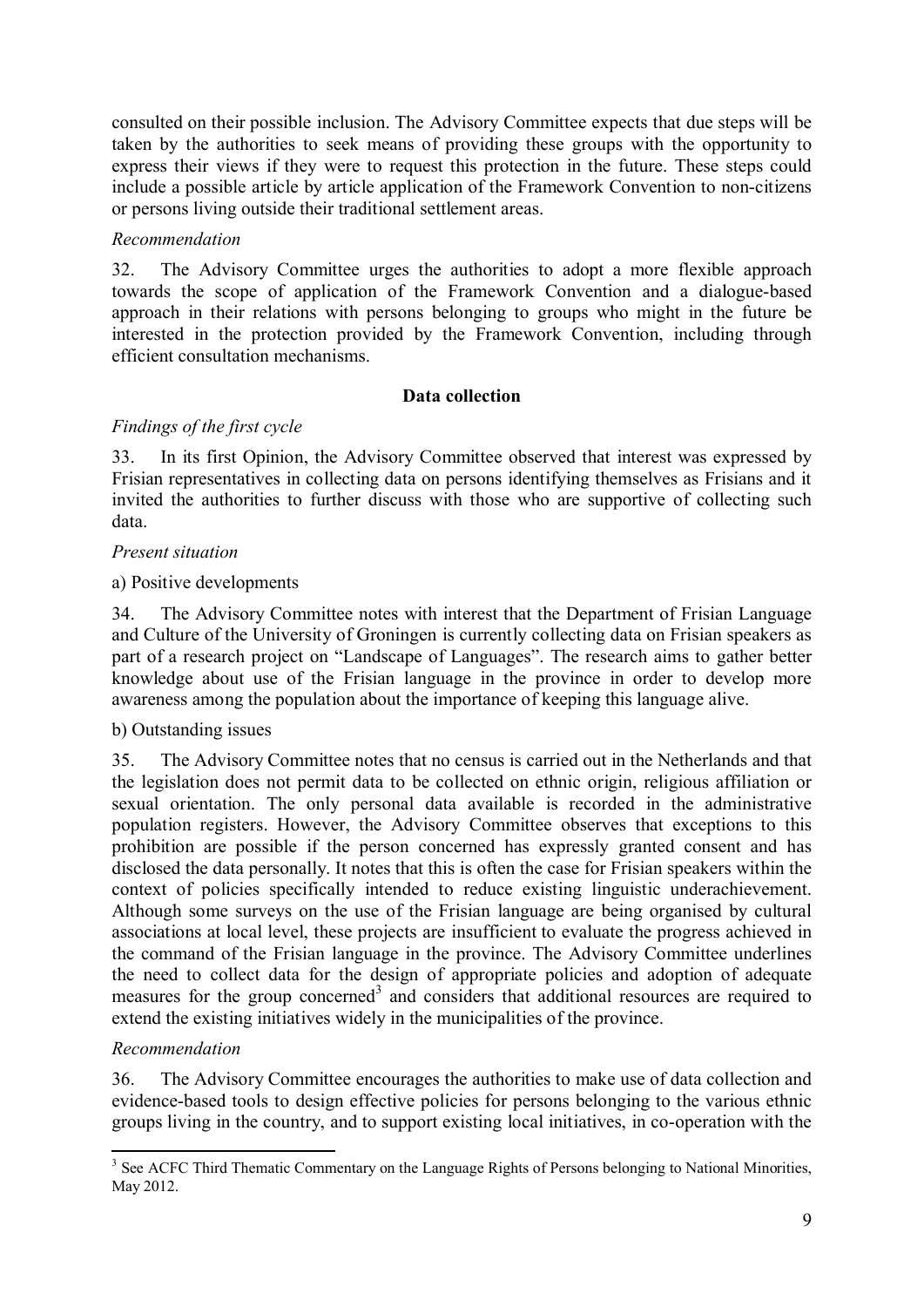consulted on their possible inclusion. The Advisory Committee expects that due steps will be taken by the authorities to seek means of providing these groups with the opportunity to express their views if they were to request this protection in the future. These steps could include a possible article by article application of the Framework Convention to non-citizens or persons living outside their traditional settlement areas.

*Recommendation*

32. The Advisory Committee urges the authorities to adopt a more flexible approach towards the scope of application of the Framework Convention and a dialogue-based approach in their relations with persons belonging to groups who might in the future be interested in the protection provided by the Framework Convention, including through efficient consultation mechanisms.

**Data collection**

*Findings of the first cycle*

33. In its first Opinion, the Advisory Committee observed that interest was expressed by Frisian representatives in collecting data on persons identifying themselves as Frisians and it invited the authorities to further discuss with those who are supportive of collecting such data.

*Present situation*

a) Positive developments

34. The Advisory Committee notes with interest that the Department of Frisian Language and Culture of the University of Groningen is currently collecting data on Frisian speakers as part of a research project on "Landscape of Languages". The research aims to gather better knowledge about use of the Frisian language in the province in order to develop more awareness among the population about the importance of keeping this language alive.

b) Outstanding issues

35. The Advisory Committee notes that no census is carried out in the Netherlands and that the legislation does not permit data to be collected on ethnic origin, religious affiliation or sexual orientation. The only personal data available is recorded in the administrative population registers. However, the Advisory Committee observes that exceptions to this prohibition are possible if the person concerned has expressly granted consent and has disclosed the data personally. It notes that this is often the case for Frisian speakers within the context of policies specifically intended to reduce existing linguistic underachievement. Although some surveys on the use of the Frisian language are being organised by cultural associations at local level, these projects are insufficient to evaluate the progress achieved in the command of the Frisian language in the province. The Advisory Committee underlines the need to collect data for the design of appropriate policies and adoption of adequate measures for the group concerned[3] and considers that additional resources are required to extend the existing initiatives widely in the municipalities of the province.

*Recommendation*

36. The Advisory Committee encourages the authorities to make use of data collection and evidence-based tools to design effective policies for persons belonging to the various ethnic groups living in the country, and to support existing local initiatives, in co-operation with the

[3] See ACFC Third Thematic Commentary on the Language Rights of Persons belonging to National Minorities, May 2012.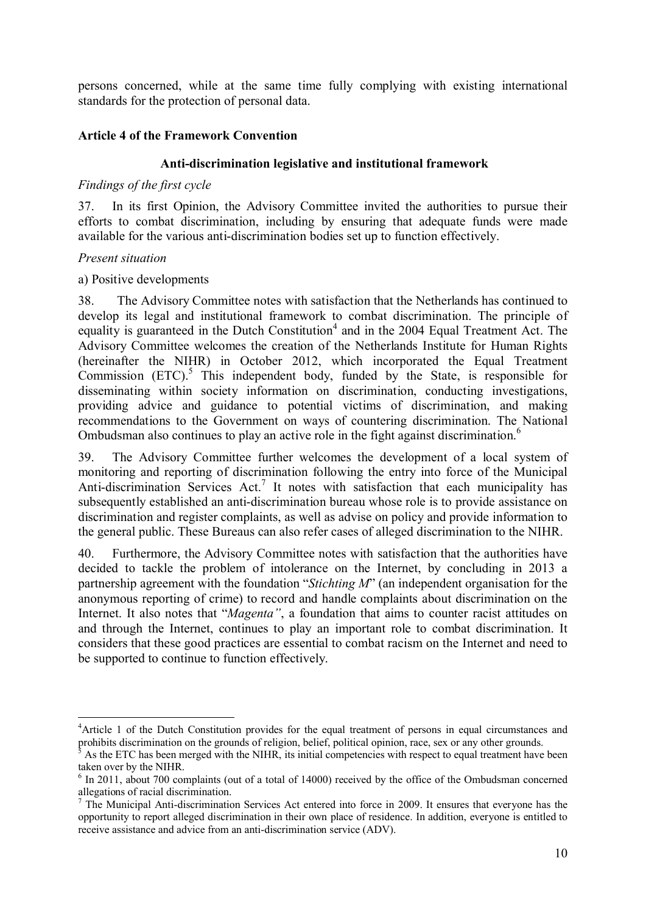persons concerned, while at the same time fully complying with existing international standards for the protection of personal data.

**Article 4 of the Framework Convention**

**Anti-discrimination legislative and institutional framework**

*Findings of the first cycle*

37. In its first Opinion, the Advisory Committee invited the authorities to pursue their efforts to combat discrimination, including by ensuring that adequate funds were made available for the various anti-discrimination bodies set up to function effectively.

*Present situation*

a) Positive developments

38. The Advisory Committee notes with satisfaction that the Netherlands has continued to develop its legal and institutional framework to combat discrimination. The principle of equality is guaranteed in the Dutch Constitution[4] and in the 2004 Equal Treatment Act. The Advisory Committee welcomes the creation of the Netherlands Institute for Human Rights (hereinafter the NIHR) in October 2012, which incorporated the Equal Treatment Commission (ETC).[5] This independent body, funded by the State, is responsible for disseminating within society information on discrimination, conducting investigations, providing advice and guidance to potential victims of discrimination, and making recommendations to the Government on ways of countering discrimination. The National Ombudsman also continues to play an active role in the fight against discrimination.[6]

39. The Advisory Committee further welcomes the development of a local system of monitoring and reporting of discrimination following the entry into force of the Municipal Anti-discrimination Services Act.[7] It notes with satisfaction that each municipality has subsequently established an anti-discrimination bureau whose role is to provide assistance on discrimination and register complaints, as well as advise on policy and provide information to the general public. These Bureaus can also refer cases of alleged discrimination to the NIHR.

40. Furthermore, the Advisory Committee notes with satisfaction that the authorities have decided to tackle the problem of intolerance on the Internet, by concluding in 2013 a partnership agreement with the foundation "*Stichting M*" (an independent organisation for the anonymous reporting of crime) to record and handle complaints about discrimination on the Internet. It also notes that "*Magenta"*, a foundation that aims to counter racist attitudes on and through the Internet, continues to play an important role to combat discrimination. It considers that these good practices are essential to combat racism on the Internet and need to be supported to continue to function effectively.

---

[4] Article 1 of the Dutch Constitution provides for the equal treatment of persons in equal circumstances and prohibits discrimination on the grounds of religion, belief, political opinion, race, sex or any other grounds.

[5] As the ETC has been merged with the NIHR, its initial competencies with respect to equal treatment have been taken over by the NIHR.

[6] In 2011, about 700 complaints (out of a total of 14000) received by the office of the Ombudsman concerned allegations of racial discrimination.

[7] The Municipal Anti-discrimination Services Act entered into force in 2009. It ensures that everyone has the opportunity to report alleged discrimination in their own place of residence. In addition, everyone is entitled to receive assistance and advice from an anti-discrimination service (ADV).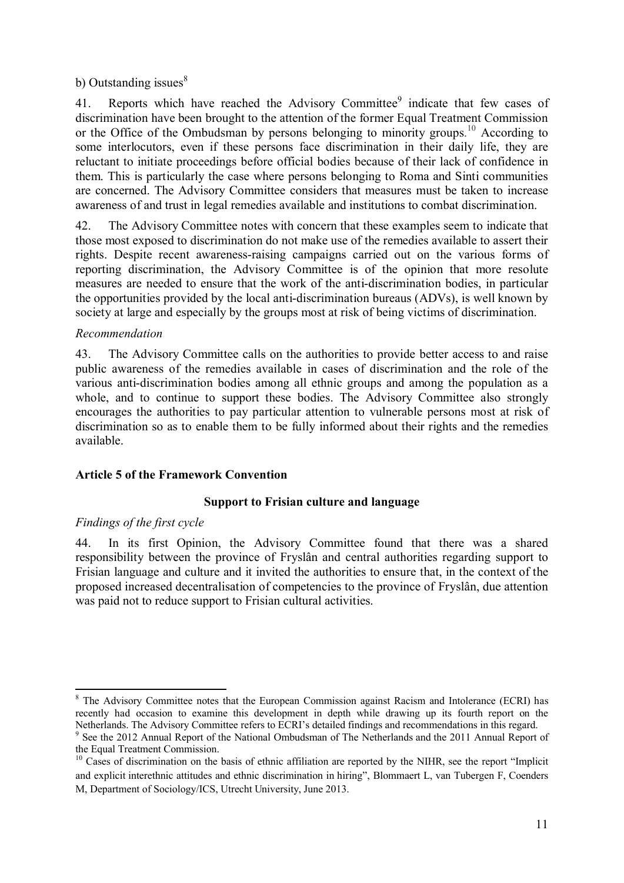b) Outstanding issues[8]

41. Reports which have reached the Advisory Committee[9] indicate that few cases of discrimination have been brought to the attention of the former Equal Treatment Commission or the Office of the Ombudsman by persons belonging to minority groups.[10] According to some interlocutors, even if these persons face discrimination in their daily life, they are reluctant to initiate proceedings before official bodies because of their lack of confidence in them. This is particularly the case where persons belonging to Roma and Sinti communities are concerned. The Advisory Committee considers that measures must be taken to increase awareness of and trust in legal remedies available and institutions to combat discrimination.

42. The Advisory Committee notes with concern that these examples seem to indicate that those most exposed to discrimination do not make use of the remedies available to assert their rights. Despite recent awareness-raising campaigns carried out on the various forms of reporting discrimination, the Advisory Committee is of the opinion that more resolute measures are needed to ensure that the work of the anti-discrimination bodies, in particular the opportunities provided by the local anti-discrimination bureaus (ADVs), is well known by society at large and especially by the groups most at risk of being victims of discrimination.

*Recommendation*

43. The Advisory Committee calls on the authorities to provide better access to and raise public awareness of the remedies available in cases of discrimination and the role of the various anti-discrimination bodies among all ethnic groups and among the population as a whole, and to continue to support these bodies. The Advisory Committee also strongly encourages the authorities to pay particular attention to vulnerable persons most at risk of discrimination so as to enable them to be fully informed about their rights and the remedies available.

**Article 5 of the Framework Convention**

**Support to Frisian culture and language**

*Findings of the first cycle*

44. In its first Opinion, the Advisory Committee found that there was a shared responsibility between the province of Fryslân and central authorities regarding support to Frisian language and culture and it invited the authorities to ensure that, in the context of the proposed increased decentralisation of competencies to the province of Fryslân, due attention was paid not to reduce support to Frisian cultural activities.

---

[8] The Advisory Committee notes that the European Commission against Racism and Intolerance (ECRI) has recently had occasion to examine this development in depth while drawing up its fourth report on the Netherlands. The Advisory Committee refers to ECRI's detailed findings and recommendations in this regard.

[9] See the 2012 Annual Report of the National Ombudsman of The Netherlands and the 2011 Annual Report of the Equal Treatment Commission.

[10] Cases of discrimination on the basis of ethnic affiliation are reported by the NIHR, see the report "Implicit and explicit interethnic attitudes and ethnic discrimination in hiring", Blommaert L, van Tubergen F, Coenders M, Department of Sociology/ICS, Utrecht University, June 2013.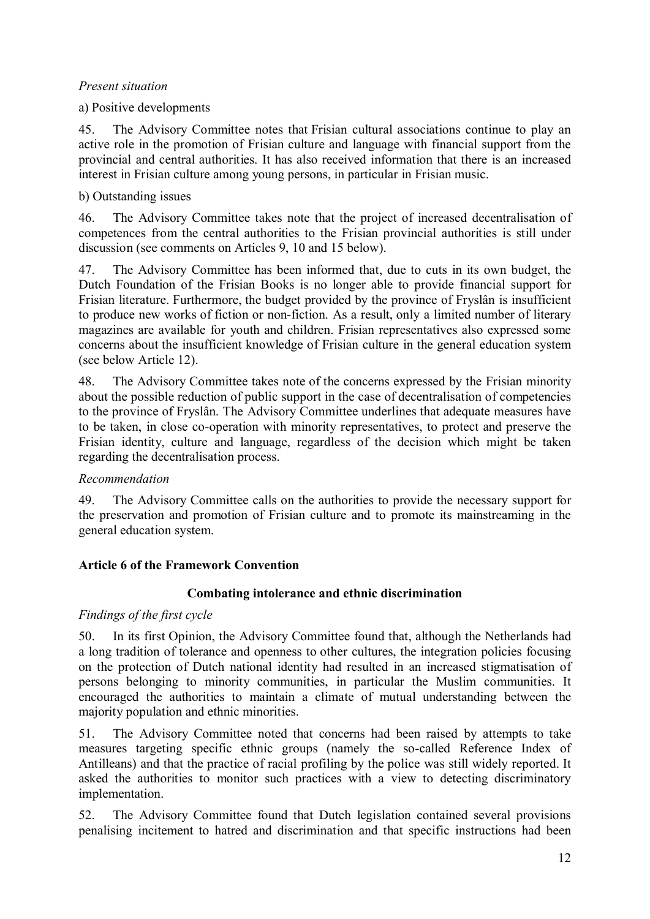*Present situation*

a) Positive developments

45. The Advisory Committee notes that Frisian cultural associations continue to play an active role in the promotion of Frisian culture and language with financial support from the provincial and central authorities. It has also received information that there is an increased interest in Frisian culture among young persons, in particular in Frisian music.

b) Outstanding issues

46. The Advisory Committee takes note that the project of increased decentralisation of competences from the central authorities to the Frisian provincial authorities is still under discussion (see comments on Articles 9, 10 and 15 below).

47. The Advisory Committee has been informed that, due to cuts in its own budget, the Dutch Foundation of the Frisian Books is no longer able to provide financial support for Frisian literature. Furthermore, the budget provided by the province of Fryslân is insufficient to produce new works of fiction or non-fiction. As a result, only a limited number of literary magazines are available for youth and children. Frisian representatives also expressed some concerns about the insufficient knowledge of Frisian culture in the general education system (see below Article 12).

48. The Advisory Committee takes note of the concerns expressed by the Frisian minority about the possible reduction of public support in the case of decentralisation of competencies to the province of Fryslân. The Advisory Committee underlines that adequate measures have to be taken, in close co-operation with minority representatives, to protect and preserve the Frisian identity, culture and language, regardless of the decision which might be taken regarding the decentralisation process.

*Recommendation*

49. The Advisory Committee calls on the authorities to provide the necessary support for the preservation and promotion of Frisian culture and to promote its mainstreaming in the general education system.

## Article 6 of the Framework Convention

### Combating intolerance and ethnic discrimination

*Findings of the first cycle*

50. In its first Opinion, the Advisory Committee found that, although the Netherlands had a long tradition of tolerance and openness to other cultures, the integration policies focusing on the protection of Dutch national identity had resulted in an increased stigmatisation of persons belonging to minority communities, in particular the Muslim communities. It encouraged the authorities to maintain a climate of mutual understanding between the majority population and ethnic minorities.

51. The Advisory Committee noted that concerns had been raised by attempts to take measures targeting specific ethnic groups (namely the so-called Reference Index of Antilleans) and that the practice of racial profiling by the police was still widely reported. It asked the authorities to monitor such practices with a view to detecting discriminatory implementation.

52. The Advisory Committee found that Dutch legislation contained several provisions penalising incitement to hatred and discrimination and that specific instructions had been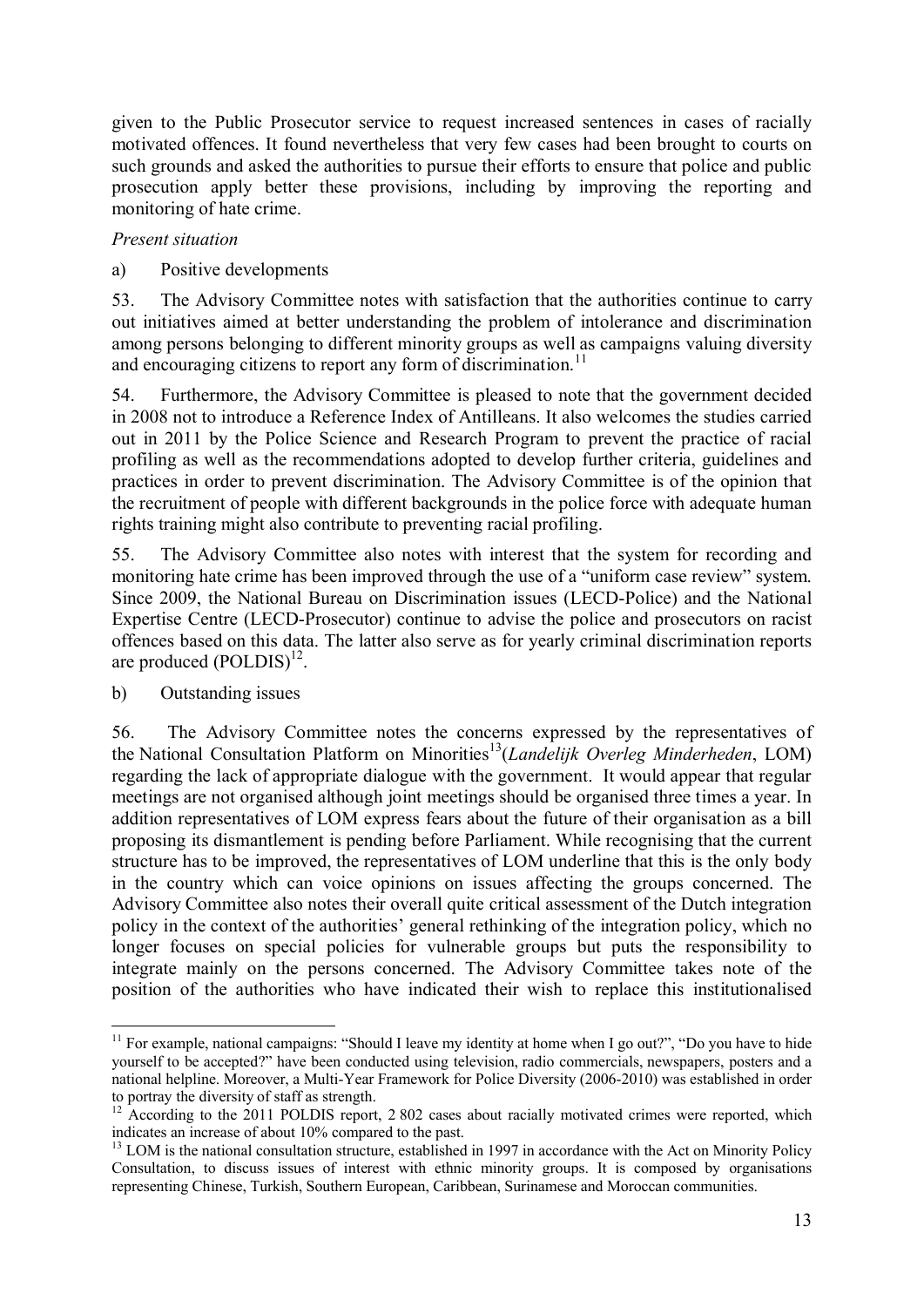given to the Public Prosecutor service to request increased sentences in cases of racially motivated offences. It found nevertheless that very few cases had been brought to courts on such grounds and asked the authorities to pursue their efforts to ensure that police and public prosecution apply better these provisions, including by improving the reporting and monitoring of hate crime.

*Present situation*

a) Positive developments

53. The Advisory Committee notes with satisfaction that the authorities continue to carry out initiatives aimed at better understanding the problem of intolerance and discrimination among persons belonging to different minority groups as well as campaigns valuing diversity and encouraging citizens to report any form of discrimination.[11]

54. Furthermore, the Advisory Committee is pleased to note that the government decided in 2008 not to introduce a Reference Index of Antilleans. It also welcomes the studies carried out in 2011 by the Police Science and Research Program to prevent the practice of racial profiling as well as the recommendations adopted to develop further criteria, guidelines and practices in order to prevent discrimination. The Advisory Committee is of the opinion that the recruitment of people with different backgrounds in the police force with adequate human rights training might also contribute to preventing racial profiling.

55. The Advisory Committee also notes with interest that the system for recording and monitoring hate crime has been improved through the use of a "uniform case review" system. Since 2009, the National Bureau on Discrimination issues (LECD-Police) and the National Expertise Centre (LECD-Prosecutor) continue to advise the police and prosecutors on racist offences based on this data. The latter also serve as for yearly criminal discrimination reports are produced (POLDIS)[12].

b) Outstanding issues

56. The Advisory Committee notes the concerns expressed by the representatives of the National Consultation Platform on Minorities[13](*Landelijk Overleg Minderheden*, LOM) regarding the lack of appropriate dialogue with the government. It would appear that regular meetings are not organised although joint meetings should be organised three times a year. In addition representatives of LOM express fears about the future of their organisation as a bill proposing its dismantlement is pending before Parliament. While recognising that the current structure has to be improved, the representatives of LOM underline that this is the only body in the country which can voice opinions on issues affecting the groups concerned. The Advisory Committee also notes their overall quite critical assessment of the Dutch integration policy in the context of the authorities' general rethinking of the integration policy, which no longer focuses on special policies for vulnerable groups but puts the responsibility to integrate mainly on the persons concerned. The Advisory Committee takes note of the position of the authorities who have indicated their wish to replace this institutionalised

---

[11] For example, national campaigns: "Should I leave my identity at home when I go out?", "Do you have to hide yourself to be accepted?" have been conducted using television, radio commercials, newspapers, posters and a national helpline. Moreover, a Multi-Year Framework for Police Diversity (2006-2010) was established in order to portray the diversity of staff as strength.

[12] According to the 2011 POLDIS report, 2 802 cases about racially motivated crimes were reported, which indicates an increase of about 10% compared to the past.

[13] LOM is the national consultation structure, established in 1997 in accordance with the Act on Minority Policy Consultation, to discuss issues of interest with ethnic minority groups. It is composed by organisations representing Chinese, Turkish, Southern European, Caribbean, Surinamese and Moroccan communities.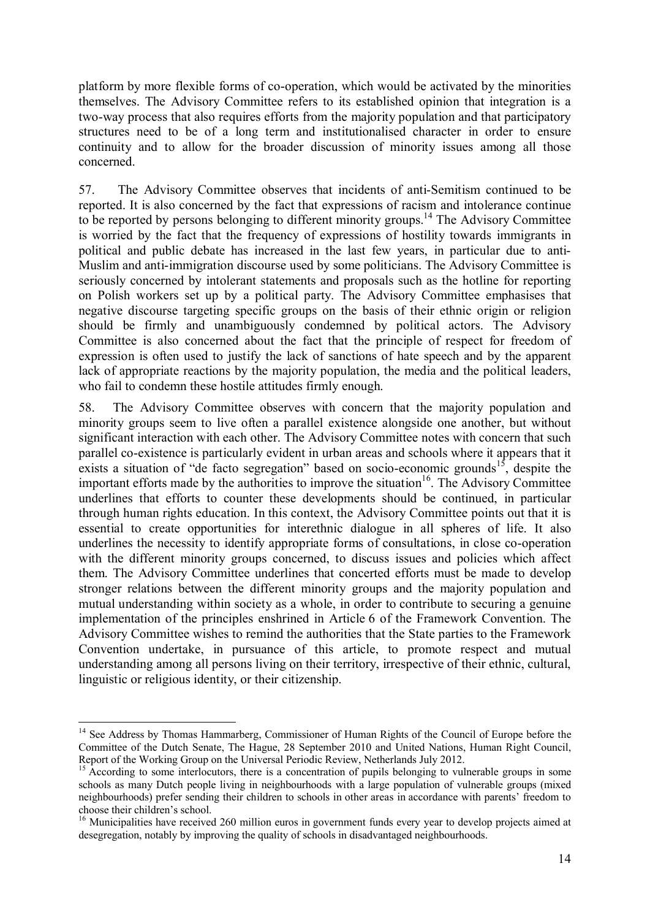platform by more flexible forms of co-operation, which would be activated by the minorities themselves. The Advisory Committee refers to its established opinion that integration is a two-way process that also requires efforts from the majority population and that participatory structures need to be of a long term and institutionalised character in order to ensure continuity and to allow for the broader discussion of minority issues among all those concerned.

57. The Advisory Committee observes that incidents of anti-Semitism continued to be reported. It is also concerned by the fact that expressions of racism and intolerance continue to be reported by persons belonging to different minority groups.[14] The Advisory Committee is worried by the fact that the frequency of expressions of hostility towards immigrants in political and public debate has increased in the last few years, in particular due to anti-Muslim and anti-immigration discourse used by some politicians. The Advisory Committee is seriously concerned by intolerant statements and proposals such as the hotline for reporting on Polish workers set up by a political party. The Advisory Committee emphasises that negative discourse targeting specific groups on the basis of their ethnic origin or religion should be firmly and unambiguously condemned by political actors. The Advisory Committee is also concerned about the fact that the principle of respect for freedom of expression is often used to justify the lack of sanctions of hate speech and by the apparent lack of appropriate reactions by the majority population, the media and the political leaders, who fail to condemn these hostile attitudes firmly enough.

58. The Advisory Committee observes with concern that the majority population and minority groups seem to live often a parallel existence alongside one another, but without significant interaction with each other. The Advisory Committee notes with concern that such parallel co-existence is particularly evident in urban areas and schools where it appears that it exists a situation of "de facto segregation" based on socio-economic grounds[15], despite the important efforts made by the authorities to improve the situation[16]. The Advisory Committee underlines that efforts to counter these developments should be continued, in particular through human rights education. In this context, the Advisory Committee points out that it is essential to create opportunities for interethnic dialogue in all spheres of life. It also underlines the necessity to identify appropriate forms of consultations, in close co-operation with the different minority groups concerned, to discuss issues and policies which affect them. The Advisory Committee underlines that concerted efforts must be made to develop stronger relations between the different minority groups and the majority population and mutual understanding within society as a whole, in order to contribute to securing a genuine implementation of the principles enshrined in Article 6 of the Framework Convention. The Advisory Committee wishes to remind the authorities that the State parties to the Framework Convention undertake, in pursuance of this article, to promote respect and mutual understanding among all persons living on their territory, irrespective of their ethnic, cultural, linguistic or religious identity, or their citizenship.

---

[14] See Address by Thomas Hammarberg, Commissioner of Human Rights of the Council of Europe before the Committee of the Dutch Senate, The Hague, 28 September 2010 and United Nations, Human Right Council, Report of the Working Group on the Universal Periodic Review, Netherlands July 2012.

[15] According to some interlocutors, there is a concentration of pupils belonging to vulnerable groups in some schools as many Dutch people living in neighbourhoods with a large population of vulnerable groups (mixed neighbourhoods) prefer sending their children to schools in other areas in accordance with parents' freedom to choose their children's school.

[16] Municipalities have received 260 million euros in government funds every year to develop projects aimed at desegregation, notably by improving the quality of schools in disadvantaged neighbourhoods.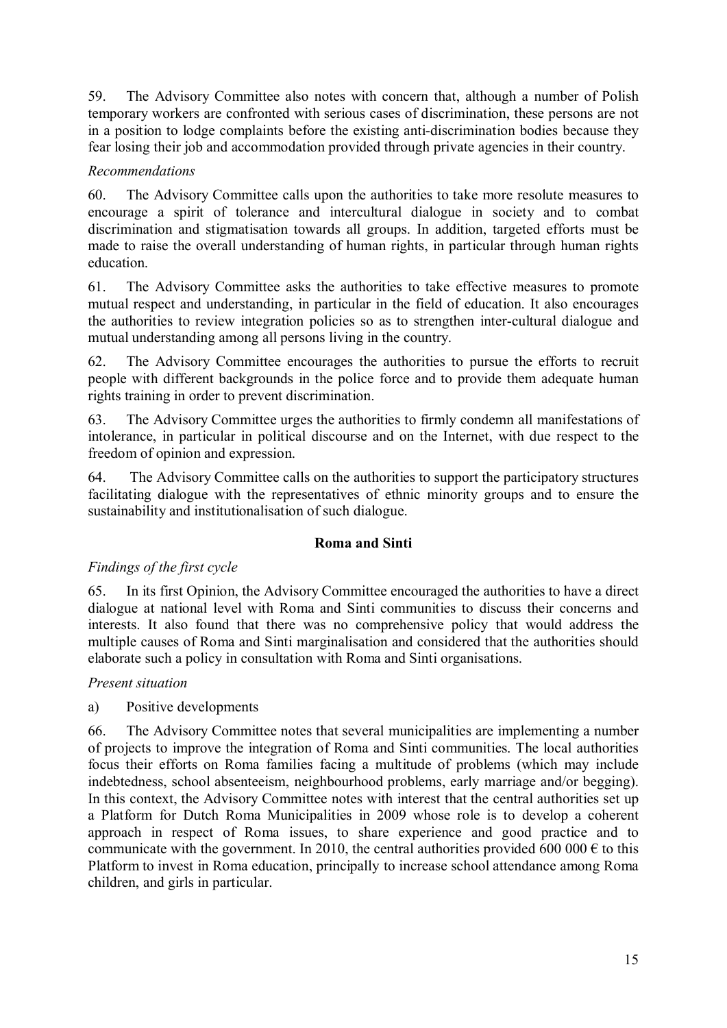59. The Advisory Committee also notes with concern that, although a number of Polish temporary workers are confronted with serious cases of discrimination, these persons are not in a position to lodge complaints before the existing anti-discrimination bodies because they fear losing their job and accommodation provided through private agencies in their country.

*Recommendations*

60. The Advisory Committee calls upon the authorities to take more resolute measures to encourage a spirit of tolerance and intercultural dialogue in society and to combat discrimination and stigmatisation towards all groups. In addition, targeted efforts must be made to raise the overall understanding of human rights, in particular through human rights education.

61. The Advisory Committee asks the authorities to take effective measures to promote mutual respect and understanding, in particular in the field of education. It also encourages the authorities to review integration policies so as to strengthen inter-cultural dialogue and mutual understanding among all persons living in the country.

62. The Advisory Committee encourages the authorities to pursue the efforts to recruit people with different backgrounds in the police force and to provide them adequate human rights training in order to prevent discrimination.

63. The Advisory Committee urges the authorities to firmly condemn all manifestations of intolerance, in particular in political discourse and on the Internet, with due respect to the freedom of opinion and expression.

64. The Advisory Committee calls on the authorities to support the participatory structures facilitating dialogue with the representatives of ethnic minority groups and to ensure the sustainability and institutionalisation of such dialogue.

**Roma and Sinti**

*Findings of the first cycle*

65. In its first Opinion, the Advisory Committee encouraged the authorities to have a direct dialogue at national level with Roma and Sinti communities to discuss their concerns and interests. It also found that there was no comprehensive policy that would address the multiple causes of Roma and Sinti marginalisation and considered that the authorities should elaborate such a policy in consultation with Roma and Sinti organisations.

*Present situation*

a) Positive developments

66. The Advisory Committee notes that several municipalities are implementing a number of projects to improve the integration of Roma and Sinti communities. The local authorities focus their efforts on Roma families facing a multitude of problems (which may include indebtedness, school absenteeism, neighbourhood problems, early marriage and/or begging). In this context, the Advisory Committee notes with interest that the central authorities set up a Platform for Dutch Roma Municipalities in 2009 whose role is to develop a coherent approach in respect of Roma issues, to share experience and good practice and to communicate with the government. In 2010, the central authorities provided 600 000 € to this Platform to invest in Roma education, principally to increase school attendance among Roma children, and girls in particular.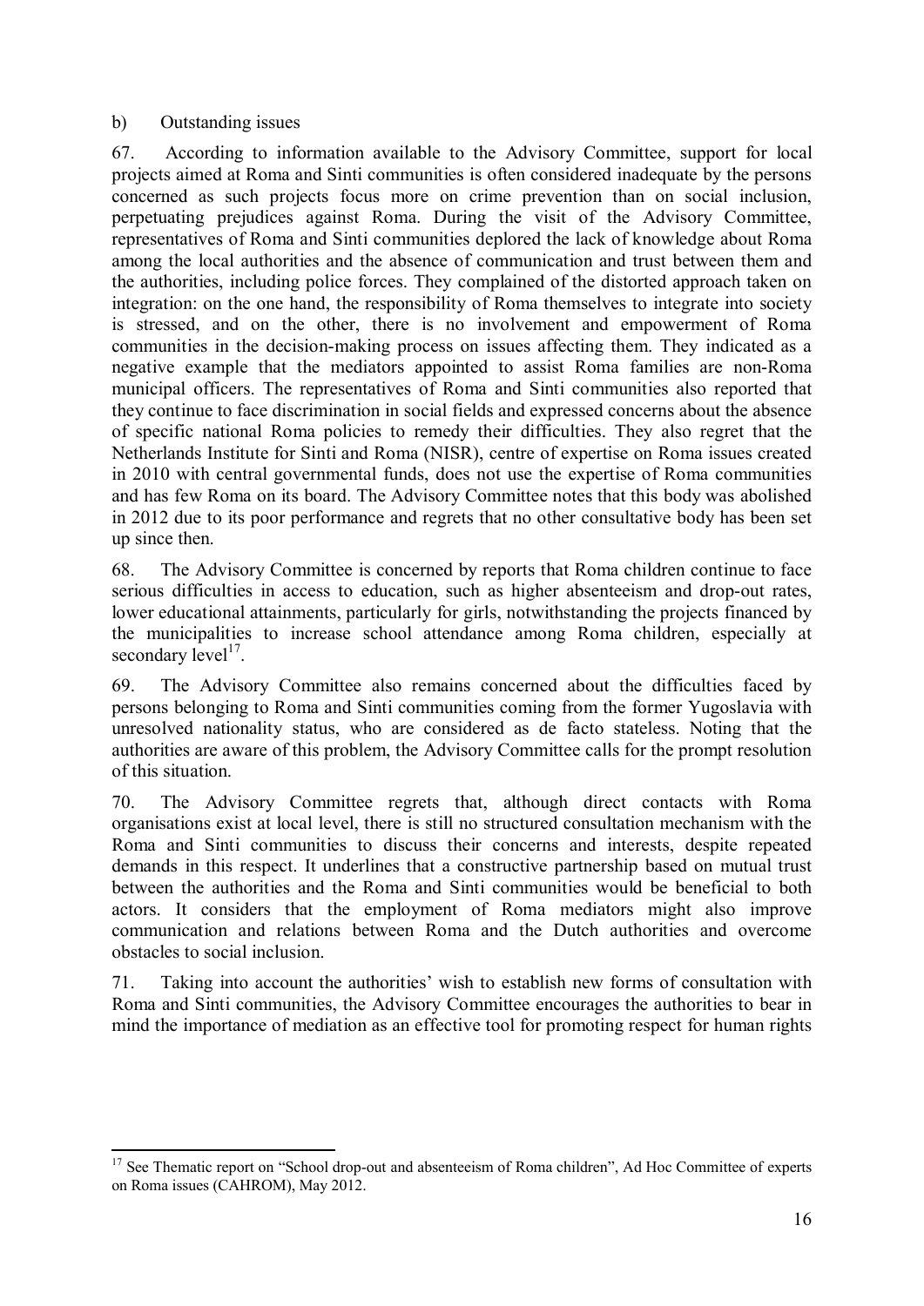b) Outstanding issues

67. According to information available to the Advisory Committee, support for local projects aimed at Roma and Sinti communities is often considered inadequate by the persons concerned as such projects focus more on crime prevention than on social inclusion, perpetuating prejudices against Roma. During the visit of the Advisory Committee, representatives of Roma and Sinti communities deplored the lack of knowledge about Roma among the local authorities and the absence of communication and trust between them and the authorities, including police forces. They complained of the distorted approach taken on integration: on the one hand, the responsibility of Roma themselves to integrate into society is stressed, and on the other, there is no involvement and empowerment of Roma communities in the decision-making process on issues affecting them. They indicated as a negative example that the mediators appointed to assist Roma families are non-Roma municipal officers. The representatives of Roma and Sinti communities also reported that they continue to face discrimination in social fields and expressed concerns about the absence of specific national Roma policies to remedy their difficulties. They also regret that the Netherlands Institute for Sinti and Roma (NISR), centre of expertise on Roma issues created in 2010 with central governmental funds, does not use the expertise of Roma communities and has few Roma on its board. The Advisory Committee notes that this body was abolished in 2012 due to its poor performance and regrets that no other consultative body has been set up since then.

68. The Advisory Committee is concerned by reports that Roma children continue to face serious difficulties in access to education, such as higher absenteeism and drop-out rates, lower educational attainments, particularly for girls, notwithstanding the projects financed by the municipalities to increase school attendance among Roma children, especially at secondary level[17].

69. The Advisory Committee also remains concerned about the difficulties faced by persons belonging to Roma and Sinti communities coming from the former Yugoslavia with unresolved nationality status, who are considered as de facto stateless. Noting that the authorities are aware of this problem, the Advisory Committee calls for the prompt resolution of this situation.

70. The Advisory Committee regrets that, although direct contacts with Roma organisations exist at local level, there is still no structured consultation mechanism with the Roma and Sinti communities to discuss their concerns and interests, despite repeated demands in this respect. It underlines that a constructive partnership based on mutual trust between the authorities and the Roma and Sinti communities would be beneficial to both actors. It considers that the employment of Roma mediators might also improve communication and relations between Roma and the Dutch authorities and overcome obstacles to social inclusion.

71. Taking into account the authorities' wish to establish new forms of consultation with Roma and Sinti communities, the Advisory Committee encourages the authorities to bear in mind the importance of mediation as an effective tool for promoting respect for human rights

---

[17] See Thematic report on "School drop-out and absenteeism of Roma children", Ad Hoc Committee of experts on Roma issues (CAHROM), May 2012.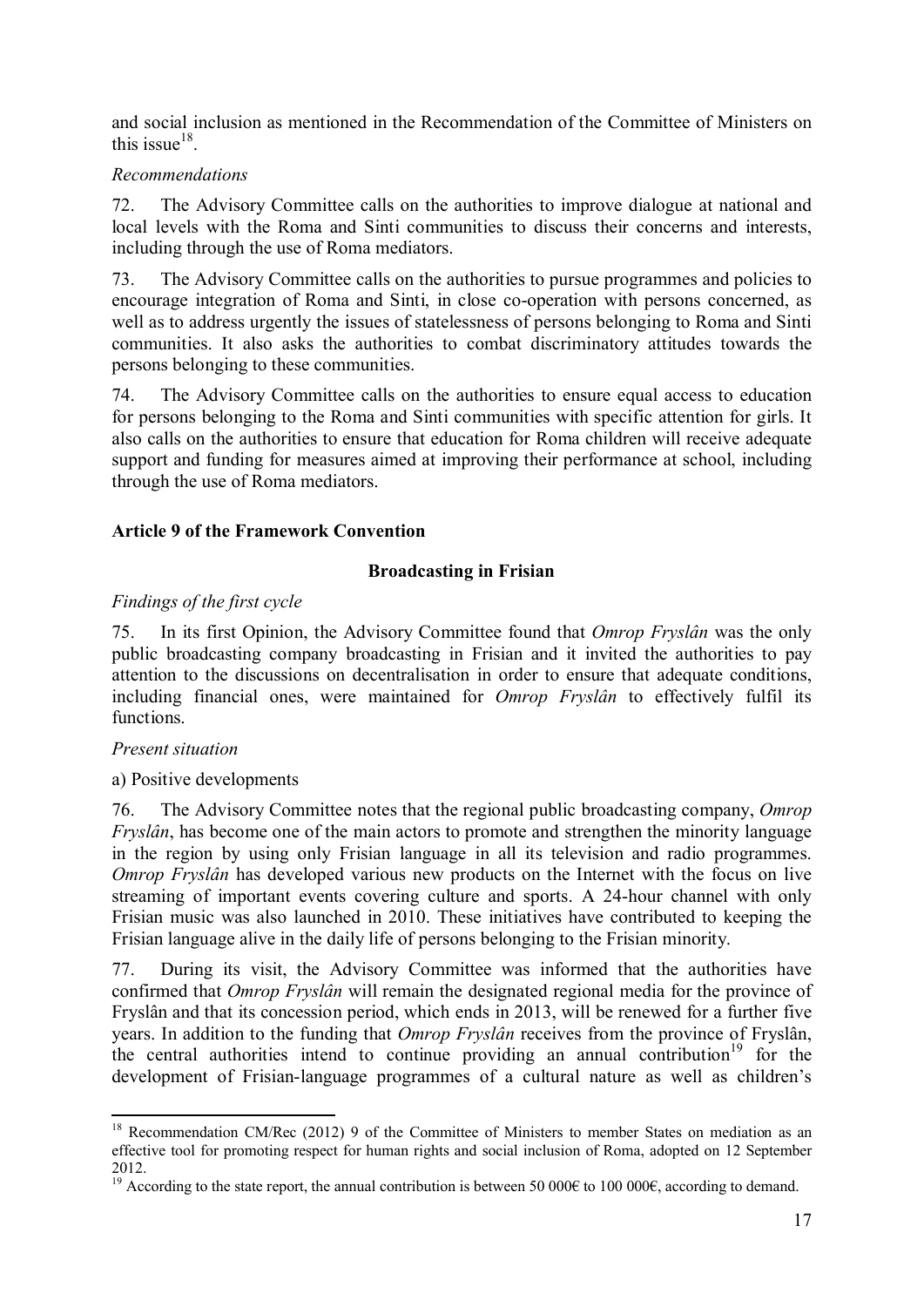and social inclusion as mentioned in the Recommendation of the Committee of Ministers on this issue[18].

*Recommendations*

72. The Advisory Committee calls on the authorities to improve dialogue at national and local levels with the Roma and Sinti communities to discuss their concerns and interests, including through the use of Roma mediators.

73. The Advisory Committee calls on the authorities to pursue programmes and policies to encourage integration of Roma and Sinti, in close co-operation with persons concerned, as well as to address urgently the issues of statelessness of persons belonging to Roma and Sinti communities. It also asks the authorities to combat discriminatory attitudes towards the persons belonging to these communities.

74. The Advisory Committee calls on the authorities to ensure equal access to education for persons belonging to the Roma and Sinti communities with specific attention for girls. It also calls on the authorities to ensure that education for Roma children will receive adequate support and funding for measures aimed at improving their performance at school, including through the use of Roma mediators.

**Article 9 of the Framework Convention**

**Broadcasting in Frisian**

*Findings of the first cycle*

75. In its first Opinion, the Advisory Committee found that *Omrop Fryslân* was the only public broadcasting company broadcasting in Frisian and it invited the authorities to pay attention to the discussions on decentralisation in order to ensure that adequate conditions, including financial ones, were maintained for *Omrop Fryslân* to effectively fulfil its functions.

*Present situation*

a) Positive developments

76. The Advisory Committee notes that the regional public broadcasting company, *Omrop Fryslân*, has become one of the main actors to promote and strengthen the minority language in the region by using only Frisian language in all its television and radio programmes. *Omrop Fryslân* has developed various new products on the Internet with the focus on live streaming of important events covering culture and sports. A 24-hour channel with only Frisian music was also launched in 2010. These initiatives have contributed to keeping the Frisian language alive in the daily life of persons belonging to the Frisian minority.

77. During its visit, the Advisory Committee was informed that the authorities have confirmed that *Omrop Fryslân* will remain the designated regional media for the province of Fryslân and that its concession period, which ends in 2013, will be renewed for a further five years. In addition to the funding that *Omrop Fryslân* receives from the province of Fryslân, the central authorities intend to continue providing an annual contribution[19] for the development of Frisian-language programmes of a cultural nature as well as children's

---

[18] Recommendation CM/Rec (2012) 9 of the Committee of Ministers to member States on mediation as an effective tool for promoting respect for human rights and social inclusion of Roma, adopted on 12 September 2012.

[19] According to the state report, the annual contribution is between 50 000€ to 100 000€, according to demand.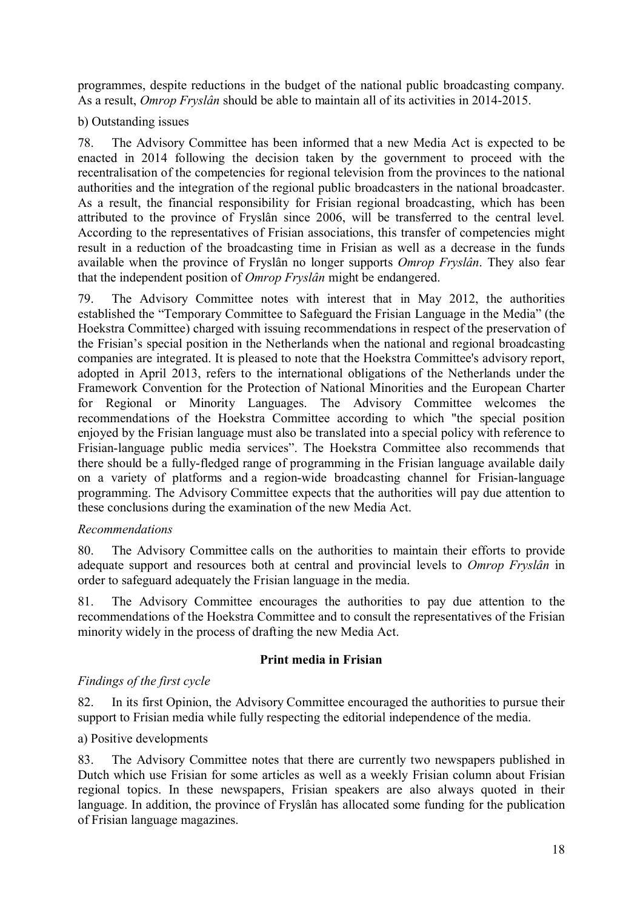programmes, despite reductions in the budget of the national public broadcasting company. As a result, *Omrop Fryslân* should be able to maintain all of its activities in 2014-2015.

b) Outstanding issues

78. The Advisory Committee has been informed that a new Media Act is expected to be enacted in 2014 following the decision taken by the government to proceed with the recentralisation of the competencies for regional television from the provinces to the national authorities and the integration of the regional public broadcasters in the national broadcaster. As a result, the financial responsibility for Frisian regional broadcasting, which has been attributed to the province of Fryslân since 2006, will be transferred to the central level. According to the representatives of Frisian associations, this transfer of competencies might result in a reduction of the broadcasting time in Frisian as well as a decrease in the funds available when the province of Fryslân no longer supports *Omrop Fryslân*. They also fear that the independent position of *Omrop Fryslân* might be endangered.

79. The Advisory Committee notes with interest that in May 2012, the authorities established the "Temporary Committee to Safeguard the Frisian Language in the Media" (the Hoekstra Committee) charged with issuing recommendations in respect of the preservation of the Frisian's special position in the Netherlands when the national and regional broadcasting companies are integrated. It is pleased to note that the Hoekstra Committee's advisory report, adopted in April 2013, refers to the international obligations of the Netherlands under the Framework Convention for the Protection of National Minorities and the European Charter for Regional or Minority Languages. The Advisory Committee welcomes the recommendations of the Hoekstra Committee according to which "the special position enjoyed by the Frisian language must also be translated into a special policy with reference to Frisian-language public media services". The Hoekstra Committee also recommends that there should be a fully-fledged range of programming in the Frisian language available daily on a variety of platforms and a region-wide broadcasting channel for Frisian-language programming. The Advisory Committee expects that the authorities will pay due attention to these conclusions during the examination of the new Media Act.

*Recommendations*

80. The Advisory Committee calls on the authorities to maintain their efforts to provide adequate support and resources both at central and provincial levels to *Omrop Fryslân* in order to safeguard adequately the Frisian language in the media.

81. The Advisory Committee encourages the authorities to pay due attention to the recommendations of the Hoekstra Committee and to consult the representatives of the Frisian minority widely in the process of drafting the new Media Act.

**Print media in Frisian**

*Findings of the first cycle*

82. In its first Opinion, the Advisory Committee encouraged the authorities to pursue their support to Frisian media while fully respecting the editorial independence of the media.

a) Positive developments

83. The Advisory Committee notes that there are currently two newspapers published in Dutch which use Frisian for some articles as well as a weekly Frisian column about Frisian regional topics. In these newspapers, Frisian speakers are also always quoted in their language. In addition, the province of Fryslân has allocated some funding for the publication of Frisian language magazines.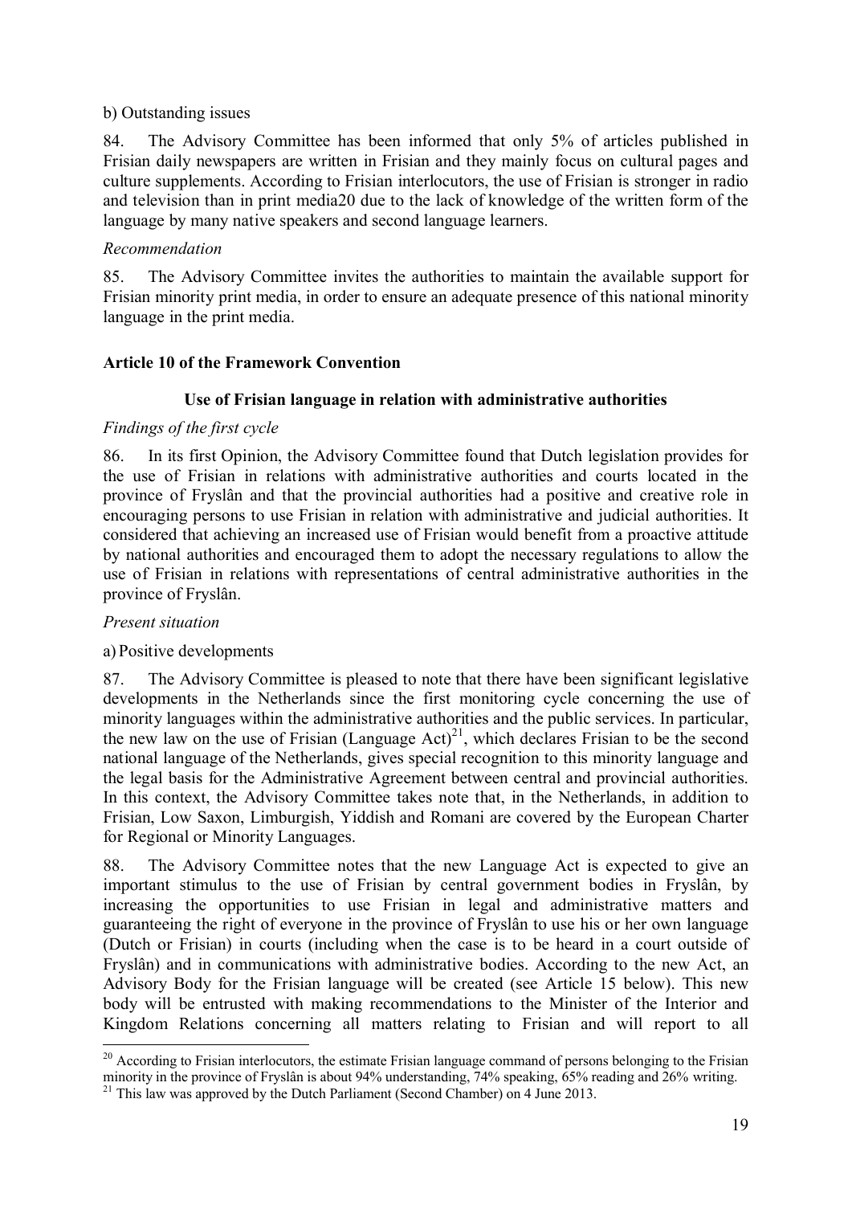b) Outstanding issues

84. The Advisory Committee has been informed that only 5% of articles published in Frisian daily newspapers are written in Frisian and they mainly focus on cultural pages and culture supplements. According to Frisian interlocutors, the use of Frisian is stronger in radio and television than in print media20 due to the lack of knowledge of the written form of the language by many native speakers and second language learners.

*Recommendation*

85. The Advisory Committee invites the authorities to maintain the available support for Frisian minority print media, in order to ensure an adequate presence of this national minority language in the print media.

**Article 10 of the Framework Convention**

**Use of Frisian language in relation with administrative authorities**

*Findings of the first cycle*

86. In its first Opinion, the Advisory Committee found that Dutch legislation provides for the use of Frisian in relations with administrative authorities and courts located in the province of Fryslân and that the provincial authorities had a positive and creative role in encouraging persons to use Frisian in relation with administrative and judicial authorities. It considered that achieving an increased use of Frisian would benefit from a proactive attitude by national authorities and encouraged them to adopt the necessary regulations to allow the use of Frisian in relations with representations of central administrative authorities in the province of Fryslân.

*Present situation*

a) Positive developments

87. The Advisory Committee is pleased to note that there have been significant legislative developments in the Netherlands since the first monitoring cycle concerning the use of minority languages within the administrative authorities and the public services. In particular, the new law on the use of Frisian (Language Act)[21], which declares Frisian to be the second national language of the Netherlands, gives special recognition to this minority language and the legal basis for the Administrative Agreement between central and provincial authorities. In this context, the Advisory Committee takes note that, in the Netherlands, in addition to Frisian, Low Saxon, Limburgish, Yiddish and Romani are covered by the European Charter for Regional or Minority Languages.

88. The Advisory Committee notes that the new Language Act is expected to give an important stimulus to the use of Frisian by central government bodies in Fryslân, by increasing the opportunities to use Frisian in legal and administrative matters and guaranteeing the right of everyone in the province of Fryslân to use his or her own language (Dutch or Frisian) in courts (including when the case is to be heard in a court outside of Fryslân) and in communications with administrative bodies. According to the new Act, an Advisory Body for the Frisian language will be created (see Article 15 below). This new body will be entrusted with making recommendations to the Minister of the Interior and Kingdom Relations concerning all matters relating to Frisian and will report to all

---

[20] According to Frisian interlocutors, the estimate Frisian language command of persons belonging to the Frisian minority in the province of Fryslân is about 94% understanding, 74% speaking, 65% reading and 26% writing.

[21] This law was approved by the Dutch Parliament (Second Chamber) on 4 June 2013.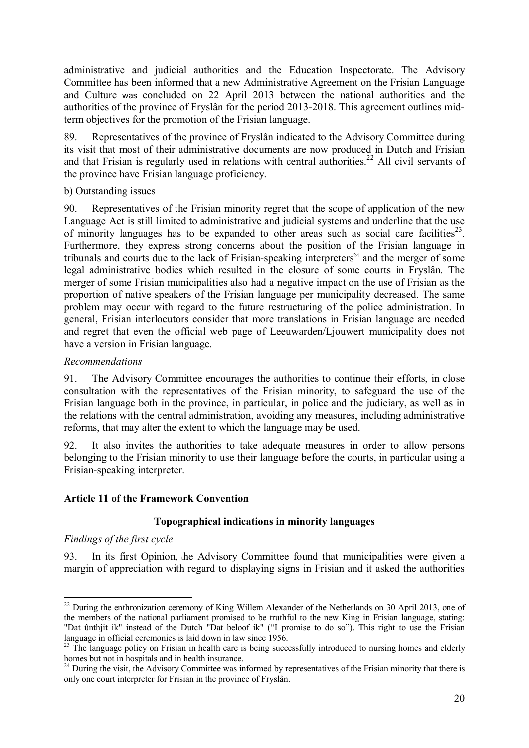administrative and judicial authorities and the Education Inspectorate. The Advisory Committee has been informed that a new Administrative Agreement on the Frisian Language and Culture was concluded on 22 April 2013 between the national authorities and the authorities of the province of Fryslân for the period 2013-2018. This agreement outlines mid-term objectives for the promotion of the Frisian language.

89. Representatives of the province of Fryslân indicated to the Advisory Committee during its visit that most of their administrative documents are now produced in Dutch and Frisian and that Frisian is regularly used in relations with central authorities.[22] All civil servants of the province have Frisian language proficiency.

b) Outstanding issues

90. Representatives of the Frisian minority regret that the scope of application of the new Language Act is still limited to administrative and judicial systems and underline that the use of minority languages has to be expanded to other areas such as social care facilities[23]. Furthermore, they express strong concerns about the position of the Frisian language in tribunals and courts due to the lack of Frisian-speaking interpreters[24] and the merger of some legal administrative bodies which resulted in the closure of some courts in Fryslân. The merger of some Frisian municipalities also had a negative impact on the use of Frisian as the proportion of native speakers of the Frisian language per municipality decreased. The same problem may occur with regard to the future restructuring of the police administration. In general, Frisian interlocutors consider that more translations in Frisian language are needed and regret that even the official web page of Leeuwarden/Ljouwert municipality does not have a version in Frisian language.

*Recommendations*

91. The Advisory Committee encourages the authorities to continue their efforts, in close consultation with the representatives of the Frisian minority, to safeguard the use of the Frisian language both in the province, in particular, in police and the judiciary, as well as in the relations with the central administration, avoiding any measures, including administrative reforms, that may alter the extent to which the language may be used.

92. It also invites the authorities to take adequate measures in order to allow persons belonging to the Frisian minority to use their language before the courts, in particular using a Frisian-speaking interpreter.

**Article 11 of the Framework Convention**

**Topographical indications in minority languages**

*Findings of the first cycle*

93. In its first Opinion, the Advisory Committee found that municipalities were given a margin of appreciation with regard to displaying signs in Frisian and it asked the authorities

[22] During the enthronization ceremony of King Willem Alexander of the Netherlands on 30 April 2013, one of the members of the national parliament promised to be truthful to the new King in Frisian language, stating: "Dat ûnthjit ik" instead of the Dutch "Dat beloof ik" ("I promise to do so"). This right to use the Frisian language in official ceremonies is laid down in law since 1956.

[23] The language policy on Frisian in health care is being successfully introduced to nursing homes and elderly homes but not in hospitals and in health insurance.

[24] During the visit, the Advisory Committee was informed by representatives of the Frisian minority that there is only one court interpreter for Frisian in the province of Fryslân.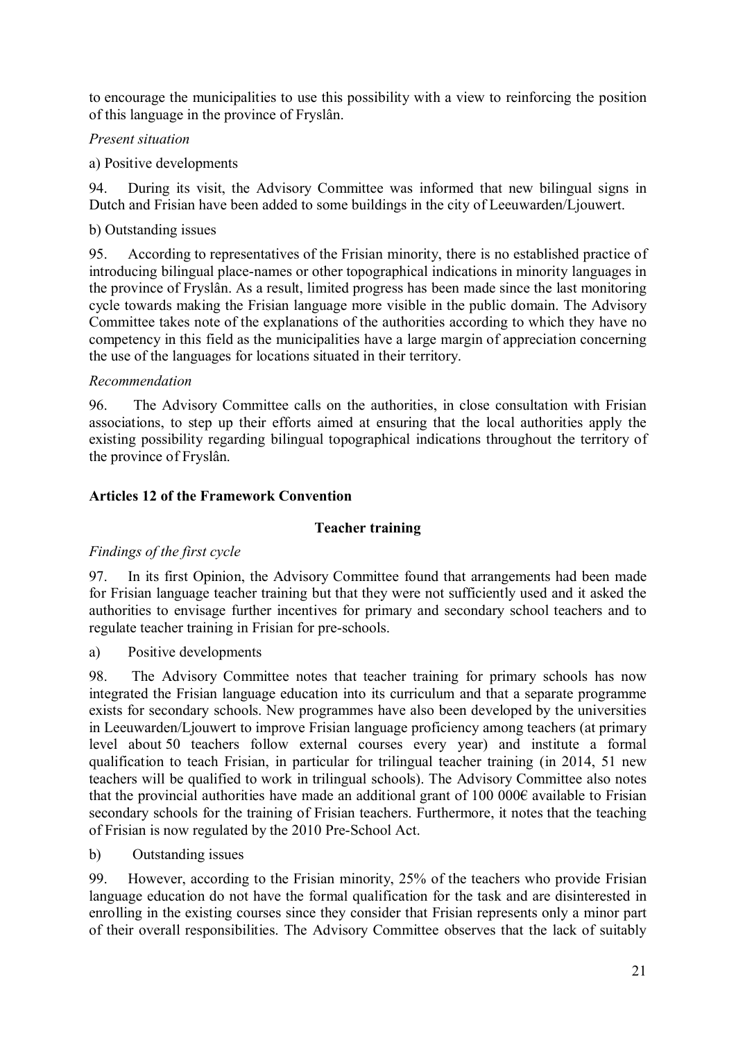to encourage the municipalities to use this possibility with a view to reinforcing the position of this language in the province of Fryslân.

*Present situation*

a) Positive developments

94. During its visit, the Advisory Committee was informed that new bilingual signs in Dutch and Frisian have been added to some buildings in the city of Leeuwarden/Ljouwert.

b) Outstanding issues

95. According to representatives of the Frisian minority, there is no established practice of introducing bilingual place-names or other topographical indications in minority languages in the province of Fryslân. As a result, limited progress has been made since the last monitoring cycle towards making the Frisian language more visible in the public domain. The Advisory Committee takes note of the explanations of the authorities according to which they have no competency in this field as the municipalities have a large margin of appreciation concerning the use of the languages for locations situated in their territory.

*Recommendation*

96. The Advisory Committee calls on the authorities, in close consultation with Frisian associations, to step up their efforts aimed at ensuring that the local authorities apply the existing possibility regarding bilingual topographical indications throughout the territory of the province of Fryslân.

## Articles 12 of the Framework Convention

### Teacher training

*Findings of the first cycle*

97. In its first Opinion, the Advisory Committee found that arrangements had been made for Frisian language teacher training but that they were not sufficiently used and it asked the authorities to envisage further incentives for primary and secondary school teachers and to regulate teacher training in Frisian for pre-schools.

a) Positive developments

98. The Advisory Committee notes that teacher training for primary schools has now integrated the Frisian language education into its curriculum and that a separate programme exists for secondary schools. New programmes have also been developed by the universities in Leeuwarden/Ljouwert to improve Frisian language proficiency among teachers (at primary level about 50 teachers follow external courses every year) and institute a formal qualification to teach Frisian, in particular for trilingual teacher training (in 2014, 51 new teachers will be qualified to work in trilingual schools). The Advisory Committee also notes that the provincial authorities have made an additional grant of 100 000€ available to Frisian secondary schools for the training of Frisian teachers. Furthermore, it notes that the teaching of Frisian is now regulated by the 2010 Pre-School Act.

b) Outstanding issues

99. However, according to the Frisian minority, 25% of the teachers who provide Frisian language education do not have the formal qualification for the task and are disinterested in enrolling in the existing courses since they consider that Frisian represents only a minor part of their overall responsibilities. The Advisory Committee observes that the lack of suitably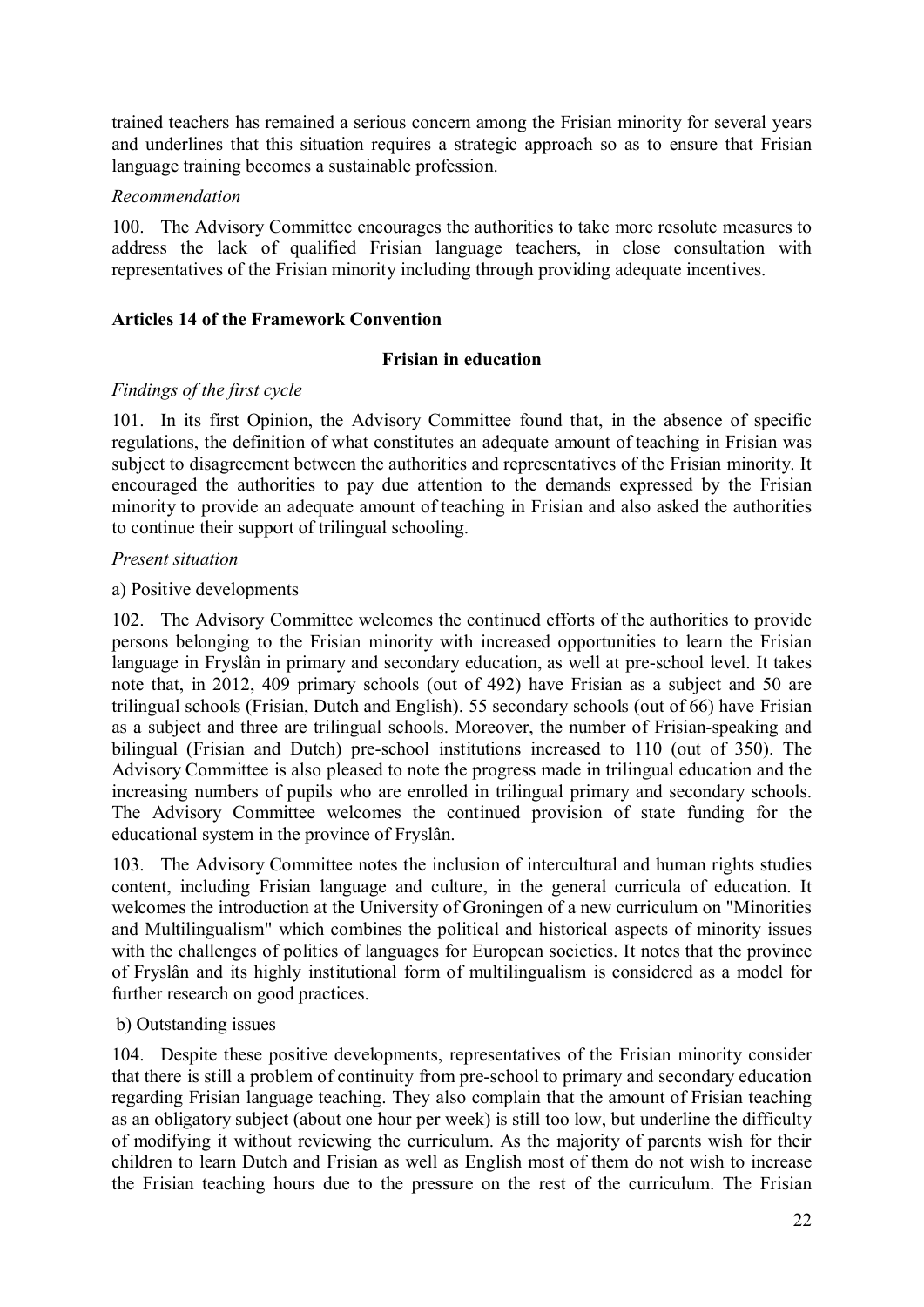trained teachers has remained a serious concern among the Frisian minority for several years and underlines that this situation requires a strategic approach so as to ensure that Frisian language training becomes a sustainable profession.

*Recommendation*

100. The Advisory Committee encourages the authorities to take more resolute measures to address the lack of qualified Frisian language teachers, in close consultation with representatives of the Frisian minority including through providing adequate incentives.

**Articles 14 of the Framework Convention**

**Frisian in education**

*Findings of the first cycle*

101. In its first Opinion, the Advisory Committee found that, in the absence of specific regulations, the definition of what constitutes an adequate amount of teaching in Frisian was subject to disagreement between the authorities and representatives of the Frisian minority. It encouraged the authorities to pay due attention to the demands expressed by the Frisian minority to provide an adequate amount of teaching in Frisian and also asked the authorities to continue their support of trilingual schooling.

*Present situation*

a) Positive developments

102. The Advisory Committee welcomes the continued efforts of the authorities to provide persons belonging to the Frisian minority with increased opportunities to learn the Frisian language in Fryslân in primary and secondary education, as well at pre-school level. It takes note that, in 2012, 409 primary schools (out of 492) have Frisian as a subject and 50 are trilingual schools (Frisian, Dutch and English). 55 secondary schools (out of 66) have Frisian as a subject and three are trilingual schools. Moreover, the number of Frisian-speaking and bilingual (Frisian and Dutch) pre-school institutions increased to 110 (out of 350). The Advisory Committee is also pleased to note the progress made in trilingual education and the increasing numbers of pupils who are enrolled in trilingual primary and secondary schools. The Advisory Committee welcomes the continued provision of state funding for the educational system in the province of Fryslân.

103. The Advisory Committee notes the inclusion of intercultural and human rights studies content, including Frisian language and culture, in the general curricula of education. It welcomes the introduction at the University of Groningen of a new curriculum on "Minorities and Multilingualism" which combines the political and historical aspects of minority issues with the challenges of politics of languages for European societies. It notes that the province of Fryslân and its highly institutional form of multilingualism is considered as a model for further research on good practices.

b) Outstanding issues

104. Despite these positive developments, representatives of the Frisian minority consider that there is still a problem of continuity from pre-school to primary and secondary education regarding Frisian language teaching. They also complain that the amount of Frisian teaching as an obligatory subject (about one hour per week) is still too low, but underline the difficulty of modifying it without reviewing the curriculum. As the majority of parents wish for their children to learn Dutch and Frisian as well as English most of them do not wish to increase the Frisian teaching hours due to the pressure on the rest of the curriculum. The Frisian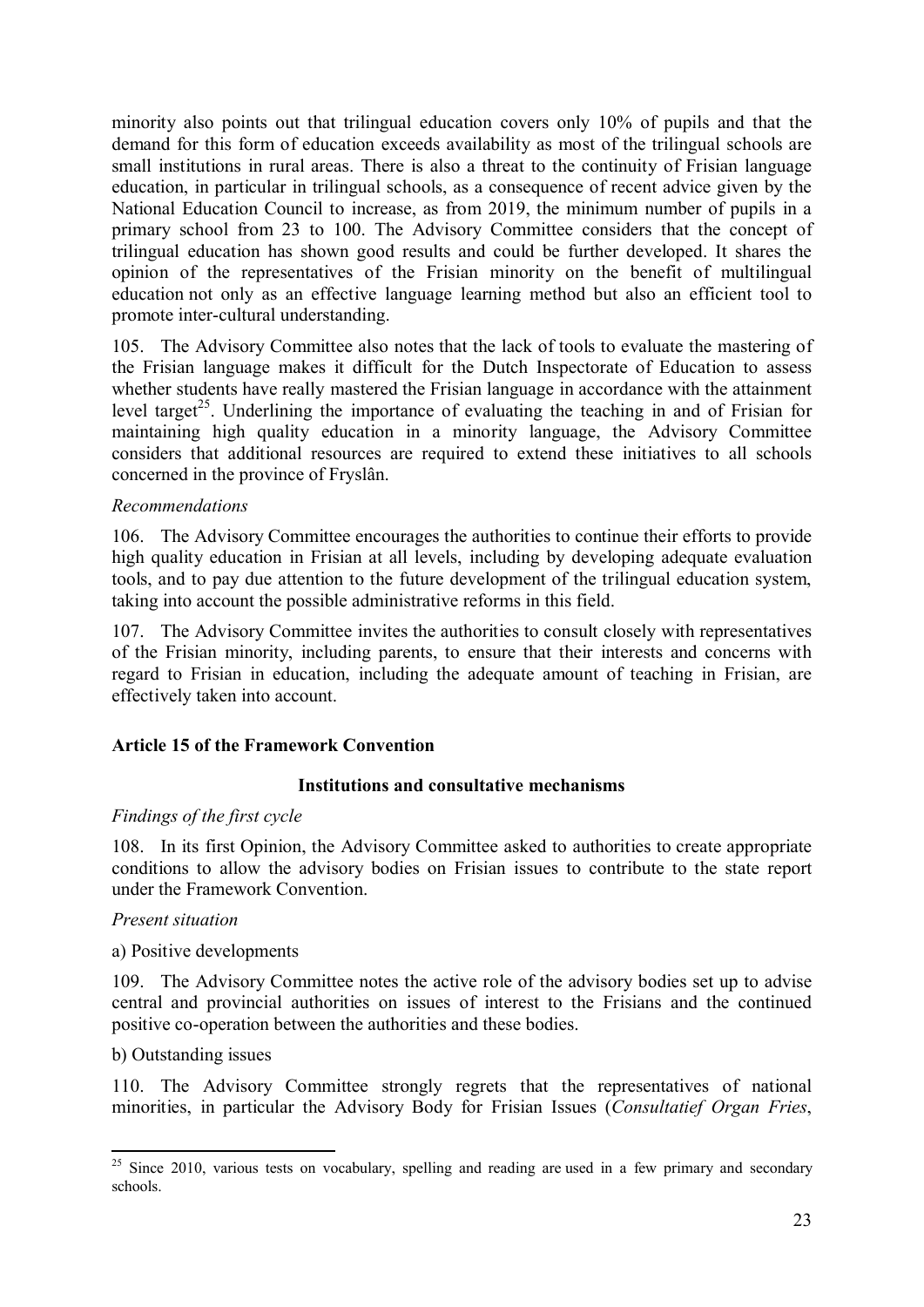minority also points out that trilingual education covers only 10% of pupils and that the demand for this form of education exceeds availability as most of the trilingual schools are small institutions in rural areas. There is also a threat to the continuity of Frisian language education, in particular in trilingual schools, as a consequence of recent advice given by the National Education Council to increase, as from 2019, the minimum number of pupils in a primary school from 23 to 100. The Advisory Committee considers that the concept of trilingual education has shown good results and could be further developed. It shares the opinion of the representatives of the Frisian minority on the benefit of multilingual education not only as an effective language learning method but also an efficient tool to promote inter-cultural understanding.

105. The Advisory Committee also notes that the lack of tools to evaluate the mastering of the Frisian language makes it difficult for the Dutch Inspectorate of Education to assess whether students have really mastered the Frisian language in accordance with the attainment level target[25]. Underlining the importance of evaluating the teaching in and of Frisian for maintaining high quality education in a minority language, the Advisory Committee considers that additional resources are required to extend these initiatives to all schools concerned in the province of Fryslân.

*Recommendations*

106. The Advisory Committee encourages the authorities to continue their efforts to provide high quality education in Frisian at all levels, including by developing adequate evaluation tools, and to pay due attention to the future development of the trilingual education system, taking into account the possible administrative reforms in this field.

107. The Advisory Committee invites the authorities to consult closely with representatives of the Frisian minority, including parents, to ensure that their interests and concerns with regard to Frisian in education, including the adequate amount of teaching in Frisian, are effectively taken into account.

## Article 15 of the Framework Convention

### Institutions and consultative mechanisms

*Findings of the first cycle*

108. In its first Opinion, the Advisory Committee asked to authorities to create appropriate conditions to allow the advisory bodies on Frisian issues to contribute to the state report under the Framework Convention.

*Present situation*

a) Positive developments

109. The Advisory Committee notes the active role of the advisory bodies set up to advise central and provincial authorities on issues of interest to the Frisians and the continued positive co-operation between the authorities and these bodies.

b) Outstanding issues

110. The Advisory Committee strongly regrets that the representatives of national minorities, in particular the Advisory Body for Frisian Issues (*Consultatief Organ Fries*,

---

[25] Since 2010, various tests on vocabulary, spelling and reading are used in a few primary and secondary schools.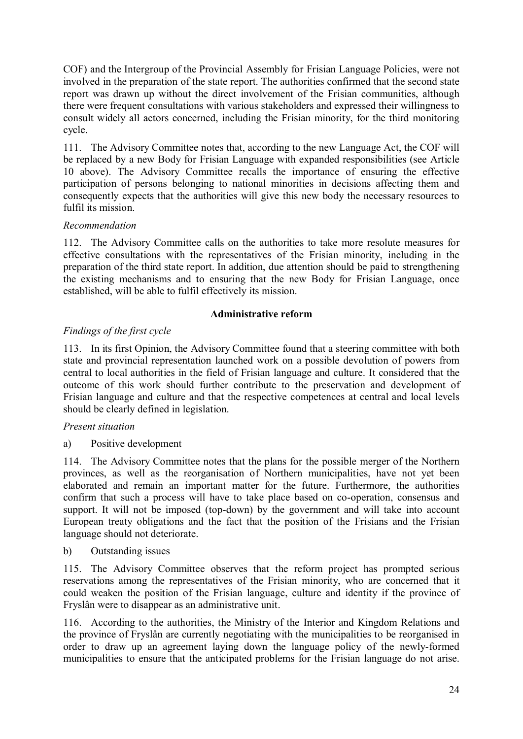COF) and the Intergroup of the Provincial Assembly for Frisian Language Policies, were not involved in the preparation of the state report. The authorities confirmed that the second state report was drawn up without the direct involvement of the Frisian communities, although there were frequent consultations with various stakeholders and expressed their willingness to consult widely all actors concerned, including the Frisian minority, for the third monitoring cycle.

111. The Advisory Committee notes that, according to the new Language Act, the COF will be replaced by a new Body for Frisian Language with expanded responsibilities (see Article 10 above). The Advisory Committee recalls the importance of ensuring the effective participation of persons belonging to national minorities in decisions affecting them and consequently expects that the authorities will give this new body the necessary resources to fulfil its mission.

*Recommendation*

112. The Advisory Committee calls on the authorities to take more resolute measures for effective consultations with the representatives of the Frisian minority, including in the preparation of the third state report. In addition, due attention should be paid to strengthening the existing mechanisms and to ensuring that the new Body for Frisian Language, once established, will be able to fulfil effectively its mission.

**Administrative reform**

*Findings of the first cycle*

113. In its first Opinion, the Advisory Committee found that a steering committee with both state and provincial representation launched work on a possible devolution of powers from central to local authorities in the field of Frisian language and culture. It considered that the outcome of this work should further contribute to the preservation and development of Frisian language and culture and that the respective competences at central and local levels should be clearly defined in legislation.

*Present situation*

a) Positive development

114. The Advisory Committee notes that the plans for the possible merger of the Northern provinces, as well as the reorganisation of Northern municipalities, have not yet been elaborated and remain an important matter for the future. Furthermore, the authorities confirm that such a process will have to take place based on co-operation, consensus and support. It will not be imposed (top-down) by the government and will take into account European treaty obligations and the fact that the position of the Frisians and the Frisian language should not deteriorate.

b) Outstanding issues

115. The Advisory Committee observes that the reform project has prompted serious reservations among the representatives of the Frisian minority, who are concerned that it could weaken the position of the Frisian language, culture and identity if the province of Fryslân were to disappear as an administrative unit.

116. According to the authorities, the Ministry of the Interior and Kingdom Relations and the province of Fryslân are currently negotiating with the municipalities to be reorganised in order to draw up an agreement laying down the language policy of the newly-formed municipalities to ensure that the anticipated problems for the Frisian language do not arise.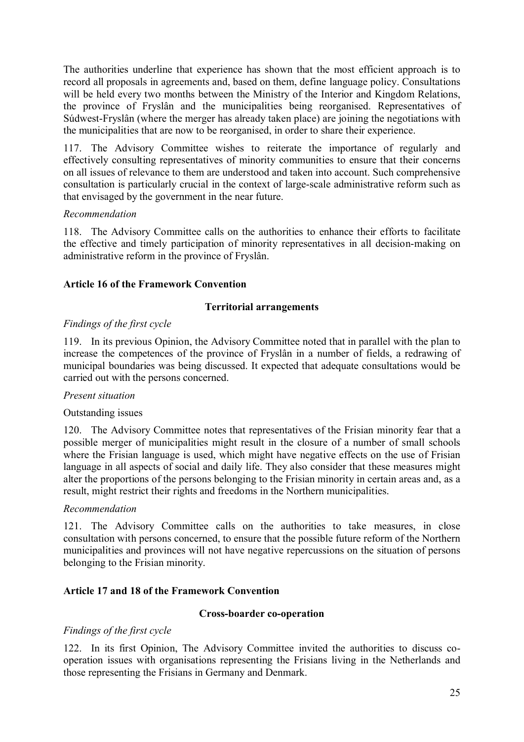The authorities underline that experience has shown that the most efficient approach is to record all proposals in agreements and, based on them, define language policy. Consultations will be held every two months between the Ministry of the Interior and Kingdom Relations, the province of Fryslân and the municipalities being reorganised. Representatives of Súdwest-Fryslân (where the merger has already taken place) are joining the negotiations with the municipalities that are now to be reorganised, in order to share their experience.

117. The Advisory Committee wishes to reiterate the importance of regularly and effectively consulting representatives of minority communities to ensure that their concerns on all issues of relevance to them are understood and taken into account. Such comprehensive consultation is particularly crucial in the context of large-scale administrative reform such as that envisaged by the government in the near future.

*Recommendation*

118. The Advisory Committee calls on the authorities to enhance their efforts to facilitate the effective and timely participation of minority representatives in all decision-making on administrative reform in the province of Fryslân.

## Article 16 of the Framework Convention

### Territorial arrangements

*Findings of the first cycle*

119. In its previous Opinion, the Advisory Committee noted that in parallel with the plan to increase the competences of the province of Fryslân in a number of fields, a redrawing of municipal boundaries was being discussed. It expected that adequate consultations would be carried out with the persons concerned.

*Present situation*

Outstanding issues

120. The Advisory Committee notes that representatives of the Frisian minority fear that a possible merger of municipalities might result in the closure of a number of small schools where the Frisian language is used, which might have negative effects on the use of Frisian language in all aspects of social and daily life. They also consider that these measures might alter the proportions of the persons belonging to the Frisian minority in certain areas and, as a result, might restrict their rights and freedoms in the Northern municipalities.

*Recommendation*

121. The Advisory Committee calls on the authorities to take measures, in close consultation with persons concerned, to ensure that the possible future reform of the Northern municipalities and provinces will not have negative repercussions on the situation of persons belonging to the Frisian minority.

## Article 17 and 18 of the Framework Convention

### Cross-boarder co-operation

*Findings of the first cycle*

122. In its first Opinion, The Advisory Committee invited the authorities to discuss co-operation issues with organisations representing the Frisians living in the Netherlands and those representing the Frisians in Germany and Denmark.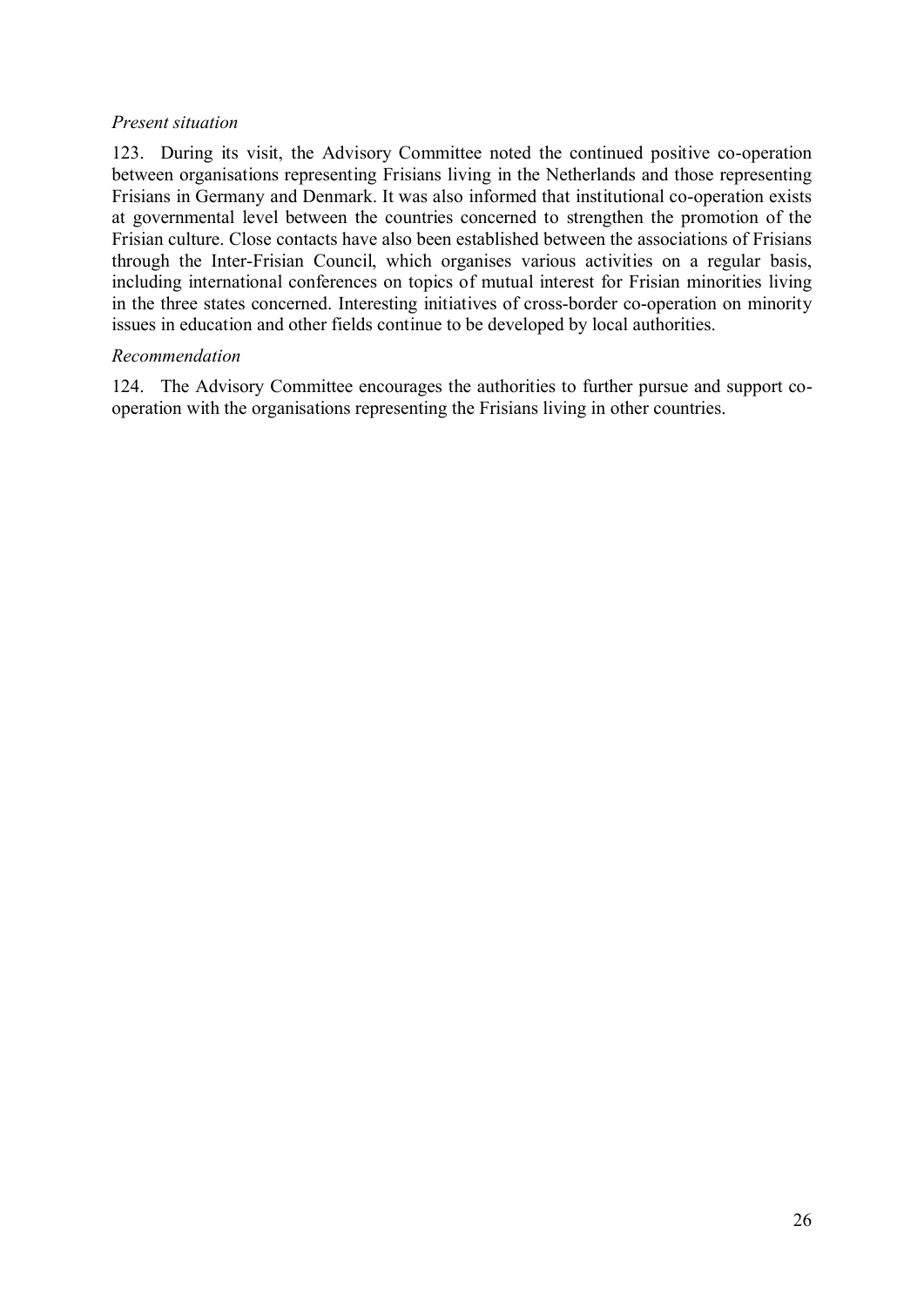*Present situation*

123. During its visit, the Advisory Committee noted the continued positive co-operation between organisations representing Frisians living in the Netherlands and those representing Frisians in Germany and Denmark. It was also informed that institutional co-operation exists at governmental level between the countries concerned to strengthen the promotion of the Frisian culture. Close contacts have also been established between the associations of Frisians through the Inter-Frisian Council, which organises various activities on a regular basis, including international conferences on topics of mutual interest for Frisian minorities living in the three states concerned. Interesting initiatives of cross-border co-operation on minority issues in education and other fields continue to be developed by local authorities.

*Recommendation*

124. The Advisory Committee encourages the authorities to further pursue and support co-operation with the organisations representing the Frisians living in other countries.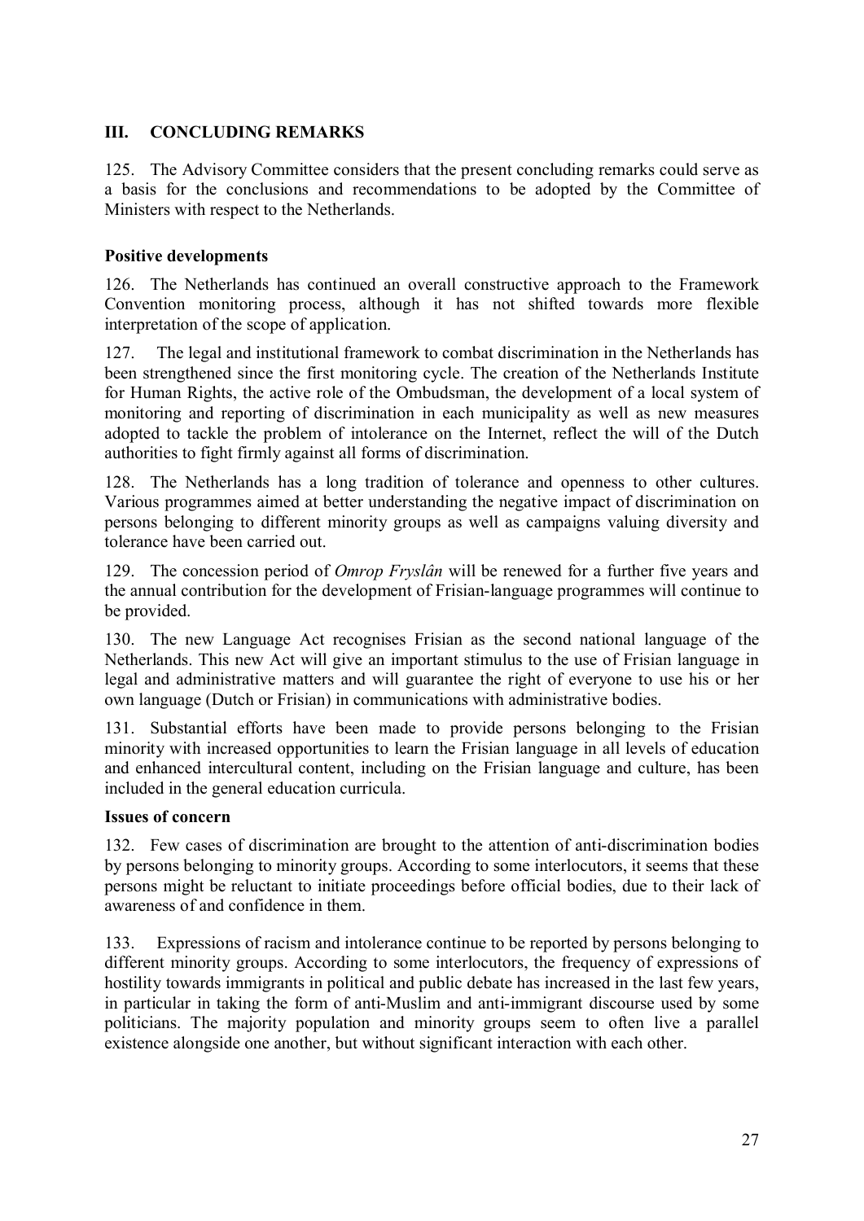## III. CONCLUDING REMARKS

125. The Advisory Committee considers that the present concluding remarks could serve as a basis for the conclusions and recommendations to be adopted by the Committee of Ministers with respect to the Netherlands.

### Positive developments

126. The Netherlands has continued an overall constructive approach to the Framework Convention monitoring process, although it has not shifted towards more flexible interpretation of the scope of application.

127. The legal and institutional framework to combat discrimination in the Netherlands has been strengthened since the first monitoring cycle. The creation of the Netherlands Institute for Human Rights, the active role of the Ombudsman, the development of a local system of monitoring and reporting of discrimination in each municipality as well as new measures adopted to tackle the problem of intolerance on the Internet, reflect the will of the Dutch authorities to fight firmly against all forms of discrimination.

128. The Netherlands has a long tradition of tolerance and openness to other cultures. Various programmes aimed at better understanding the negative impact of discrimination on persons belonging to different minority groups as well as campaigns valuing diversity and tolerance have been carried out.

129. The concession period of *Omrop Fryslân* will be renewed for a further five years and the annual contribution for the development of Frisian-language programmes will continue to be provided.

130. The new Language Act recognises Frisian as the second national language of the Netherlands. This new Act will give an important stimulus to the use of Frisian language in legal and administrative matters and will guarantee the right of everyone to use his or her own language (Dutch or Frisian) in communications with administrative bodies.

131. Substantial efforts have been made to provide persons belonging to the Frisian minority with increased opportunities to learn the Frisian language in all levels of education and enhanced intercultural content, including on the Frisian language and culture, has been included in the general education curricula.

### Issues of concern

132. Few cases of discrimination are brought to the attention of anti-discrimination bodies by persons belonging to minority groups. According to some interlocutors, it seems that these persons might be reluctant to initiate proceedings before official bodies, due to their lack of awareness of and confidence in them.

133. Expressions of racism and intolerance continue to be reported by persons belonging to different minority groups. According to some interlocutors, the frequency of expressions of hostility towards immigrants in political and public debate has increased in the last few years, in particular in taking the form of anti-Muslim and anti-immigrant discourse used by some politicians. The majority population and minority groups seem to often live a parallel existence alongside one another, but without significant interaction with each other.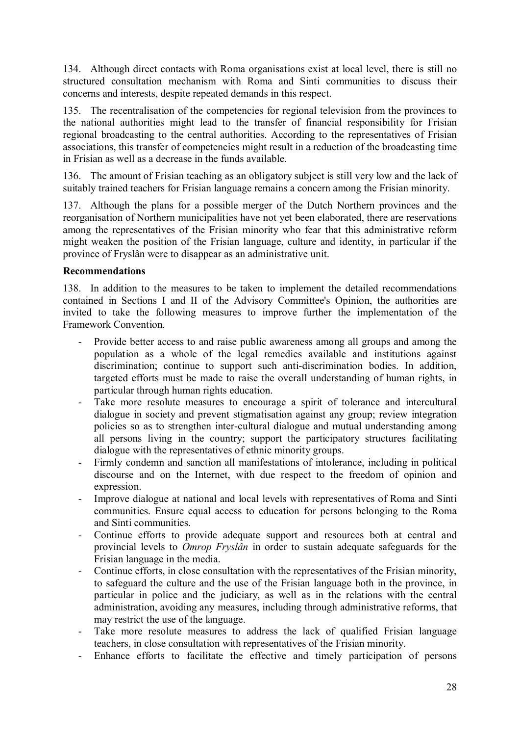134. Although direct contacts with Roma organisations exist at local level, there is still no structured consultation mechanism with Roma and Sinti communities to discuss their concerns and interests, despite repeated demands in this respect.

135. The recentralisation of the competencies for regional television from the provinces to the national authorities might lead to the transfer of financial responsibility for Frisian regional broadcasting to the central authorities. According to the representatives of Frisian associations, this transfer of competencies might result in a reduction of the broadcasting time in Frisian as well as a decrease in the funds available.

136. The amount of Frisian teaching as an obligatory subject is still very low and the lack of suitably trained teachers for Frisian language remains a concern among the Frisian minority.

137. Although the plans for a possible merger of the Dutch Northern provinces and the reorganisation of Northern municipalities have not yet been elaborated, there are reservations among the representatives of the Frisian minority who fear that this administrative reform might weaken the position of the Frisian language, culture and identity, in particular if the province of Fryslân were to disappear as an administrative unit.

**Recommendations**

138. In addition to the measures to be taken to implement the detailed recommendations contained in Sections I and II of the Advisory Committee's Opinion, the authorities are invited to take the following measures to improve further the implementation of the Framework Convention.

- Provide better access to and raise public awareness among all groups and among the population as a whole of the legal remedies available and institutions against discrimination; continue to support such anti-discrimination bodies. In addition, targeted efforts must be made to raise the overall understanding of human rights, in particular through human rights education.
- Take more resolute measures to encourage a spirit of tolerance and intercultural dialogue in society and prevent stigmatisation against any group; review integration policies so as to strengthen inter-cultural dialogue and mutual understanding among all persons living in the country; support the participatory structures facilitating dialogue with the representatives of ethnic minority groups.
- Firmly condemn and sanction all manifestations of intolerance, including in political discourse and on the Internet, with due respect to the freedom of opinion and expression.
- Improve dialogue at national and local levels with representatives of Roma and Sinti communities. Ensure equal access to education for persons belonging to the Roma and Sinti communities.
- Continue efforts to provide adequate support and resources both at central and provincial levels to *Omrop Fryslân* in order to sustain adequate safeguards for the Frisian language in the media.
- Continue efforts, in close consultation with the representatives of the Frisian minority, to safeguard the culture and the use of the Frisian language both in the province, in particular in police and the judiciary, as well as in the relations with the central administration, avoiding any measures, including through administrative reforms, that may restrict the use of the language.
- Take more resolute measures to address the lack of qualified Frisian language teachers, in close consultation with representatives of the Frisian minority.
- Enhance efforts to facilitate the effective and timely participation of persons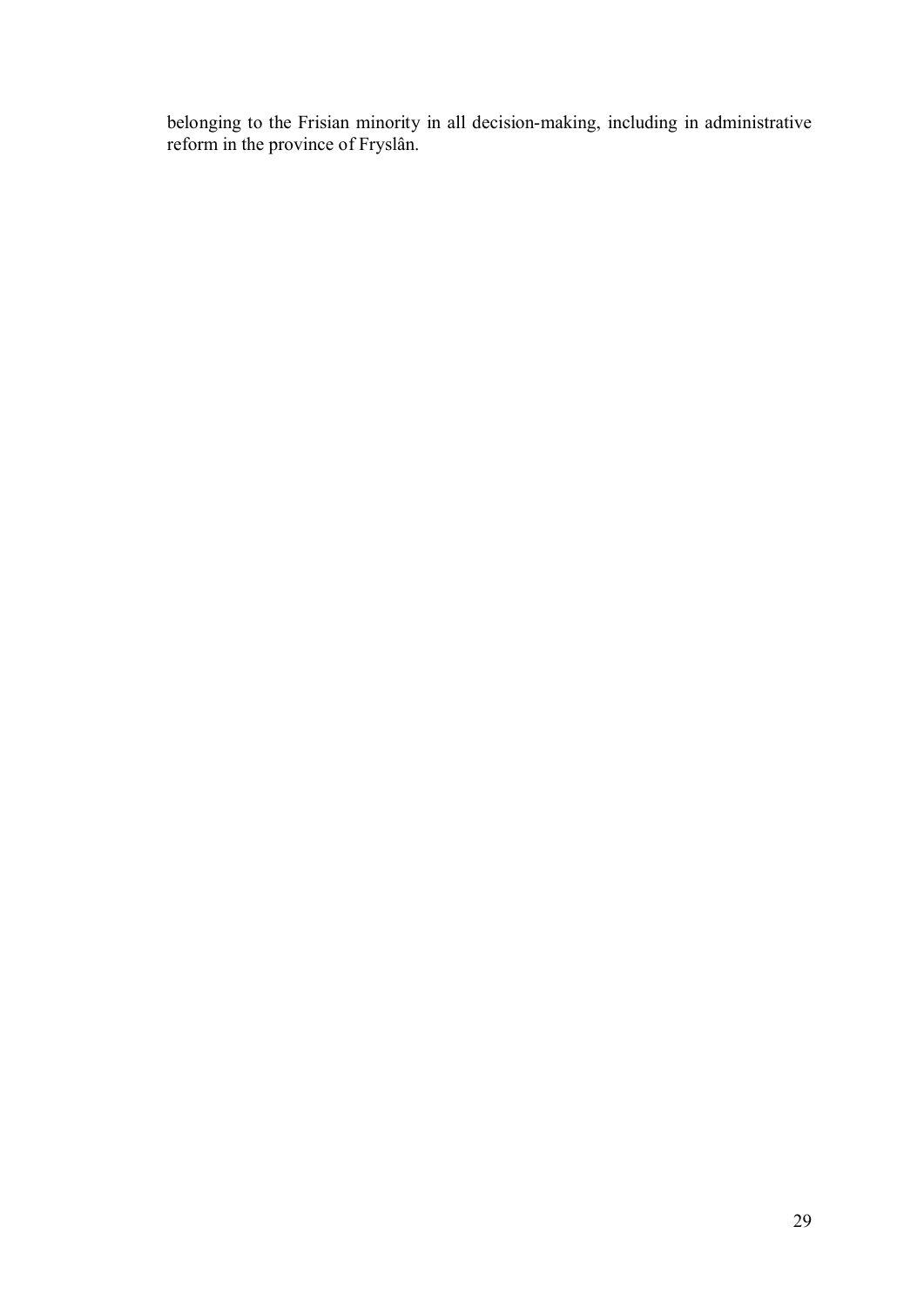belonging to the Frisian minority in all decision-making, including in administrative reform in the province of Fryslân.